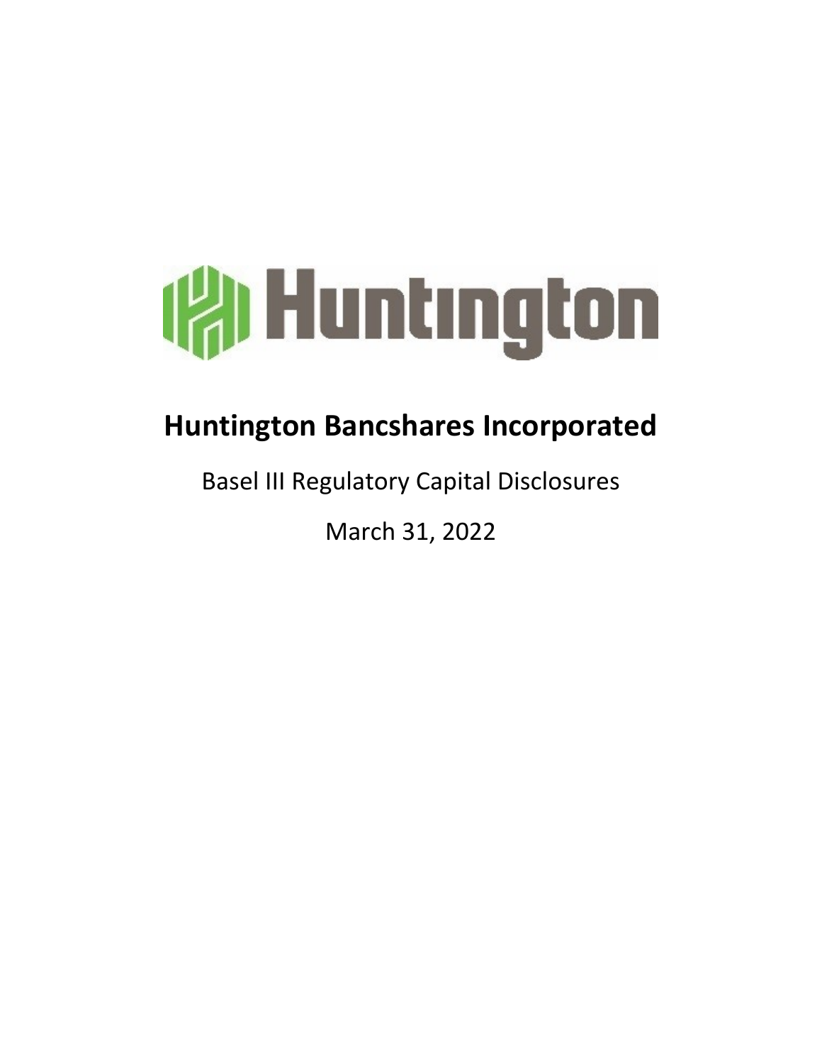# Huntington Bancshares Incorporated

Basel III Regulatory Capital Disclosures

March 31, 2022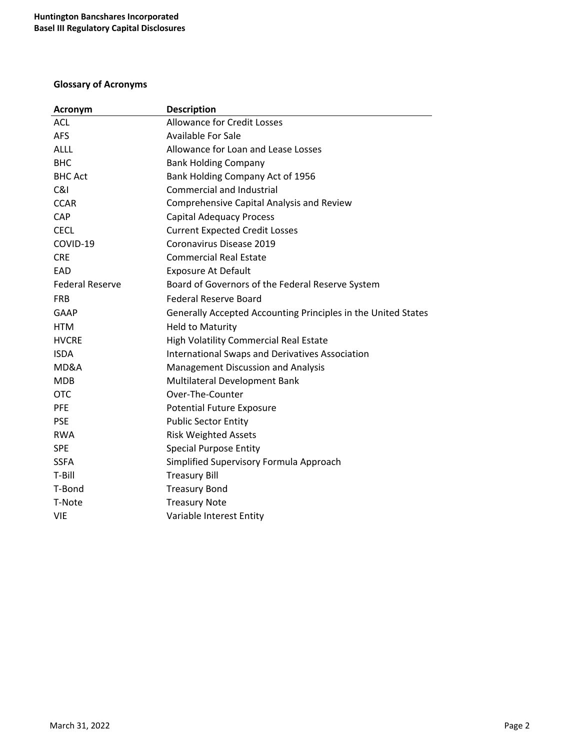## Glossary of Acronyms

| Acronym | Description |
|---|---|
| ACL | Allowance for Credit Losses |
| AFS | Available For Sale |
| ALLL | Allowance for Loan and Lease Losses |
| BHC | Bank Holding Company |
| BHC Act | Bank Holding Company Act of 1956 |
| C&I | Commercial and Industrial |
| CCAR | Comprehensive Capital Analysis and Review |
| CAP | Capital Adequacy Process |
| CECL | Current Expected Credit Losses |
| COVID-19 | Coronavirus Disease 2019 |
| CRE | Commercial Real Estate |
| EAD | Exposure At Default |
| Federal Reserve | Board of Governors of the Federal Reserve System |
| FRB | Federal Reserve Board |
| GAAP | Generally Accepted Accounting Principles in the United States |
| HTM | Held to Maturity |
| HVCRE | High Volatility Commercial Real Estate |
| ISDA | International Swaps and Derivatives Association |
| MD&A | Management Discussion and Analysis |
| MDB | Multilateral Development Bank |
| OTC | Over-The-Counter |
| PFE | Potential Future Exposure |
| PSE | Public Sector Entity |
| RWA | Risk Weighted Assets |
| SPE | Special Purpose Entity |
| SSFA | Simplified Supervisory Formula Approach |
| T-Bill | Treasury Bill |
| T-Bond | Treasury Bond |
| T-Note | Treasury Note |
| VIE | Variable Interest Entity |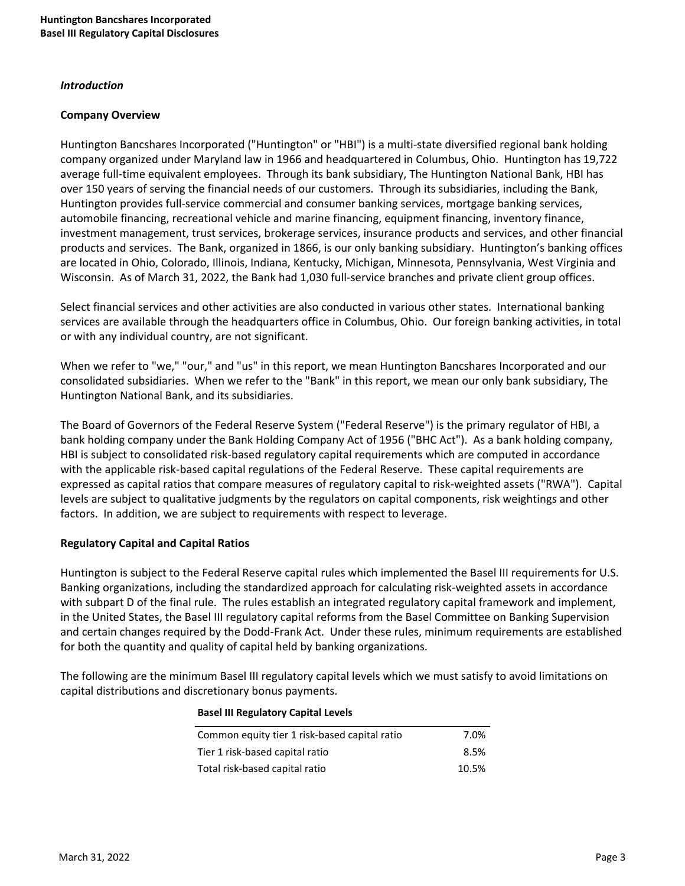*Introduction*

**Company Overview**

Huntington Bancshares Incorporated ("Huntington" or "HBI") is a multi-state diversified regional bank holding company organized under Maryland law in 1966 and headquartered in Columbus, Ohio. Huntington has 19,722 average full-time equivalent employees. Through its bank subsidiary, The Huntington National Bank, HBI has over 150 years of serving the financial needs of our customers. Through its subsidiaries, including the Bank, Huntington provides full-service commercial and consumer banking services, mortgage banking services, automobile financing, recreational vehicle and marine financing, equipment financing, inventory finance, investment management, trust services, brokerage services, insurance products and services, and other financial products and services. The Bank, organized in 1866, is our only banking subsidiary. Huntington's banking offices are located in Ohio, Colorado, Illinois, Indiana, Kentucky, Michigan, Minnesota, Pennsylvania, West Virginia and Wisconsin. As of March 31, 2022, the Bank had 1,030 full-service branches and private client group offices.

Select financial services and other activities are also conducted in various other states. International banking services are available through the headquarters office in Columbus, Ohio. Our foreign banking activities, in total or with any individual country, are not significant.

When we refer to "we," "our," and "us" in this report, we mean Huntington Bancshares Incorporated and our consolidated subsidiaries. When we refer to the "Bank" in this report, we mean our only bank subsidiary, The Huntington National Bank, and its subsidiaries.

The Board of Governors of the Federal Reserve System ("Federal Reserve") is the primary regulator of HBI, a bank holding company under the Bank Holding Company Act of 1956 ("BHC Act"). As a bank holding company, HBI is subject to consolidated risk-based regulatory capital requirements which are computed in accordance with the applicable risk-based capital regulations of the Federal Reserve. These capital requirements are expressed as capital ratios that compare measures of regulatory capital to risk-weighted assets ("RWA"). Capital levels are subject to qualitative judgments by the regulators on capital components, risk weightings and other factors. In addition, we are subject to requirements with respect to leverage.

**Regulatory Capital and Capital Ratios**

Huntington is subject to the Federal Reserve capital rules which implemented the Basel III requirements for U.S. Banking organizations, including the standardized approach for calculating risk-weighted assets in accordance with subpart D of the final rule. The rules establish an integrated regulatory capital framework and implement, in the United States, the Basel III regulatory capital reforms from the Basel Committee on Banking Supervision and certain changes required by the Dodd-Frank Act. Under these rules, minimum requirements are established for both the quantity and quality of capital held by banking organizations.

The following are the minimum Basel III regulatory capital levels which we must satisfy to avoid limitations on capital distributions and discretionary bonus payments.

| Basel III Regulatory Capital Levels | |
|---|---|
| Common equity tier 1 risk-based capital ratio | 7.0% |
| Tier 1 risk-based capital ratio | 8.5% |
| Total risk-based capital ratio | 10.5% |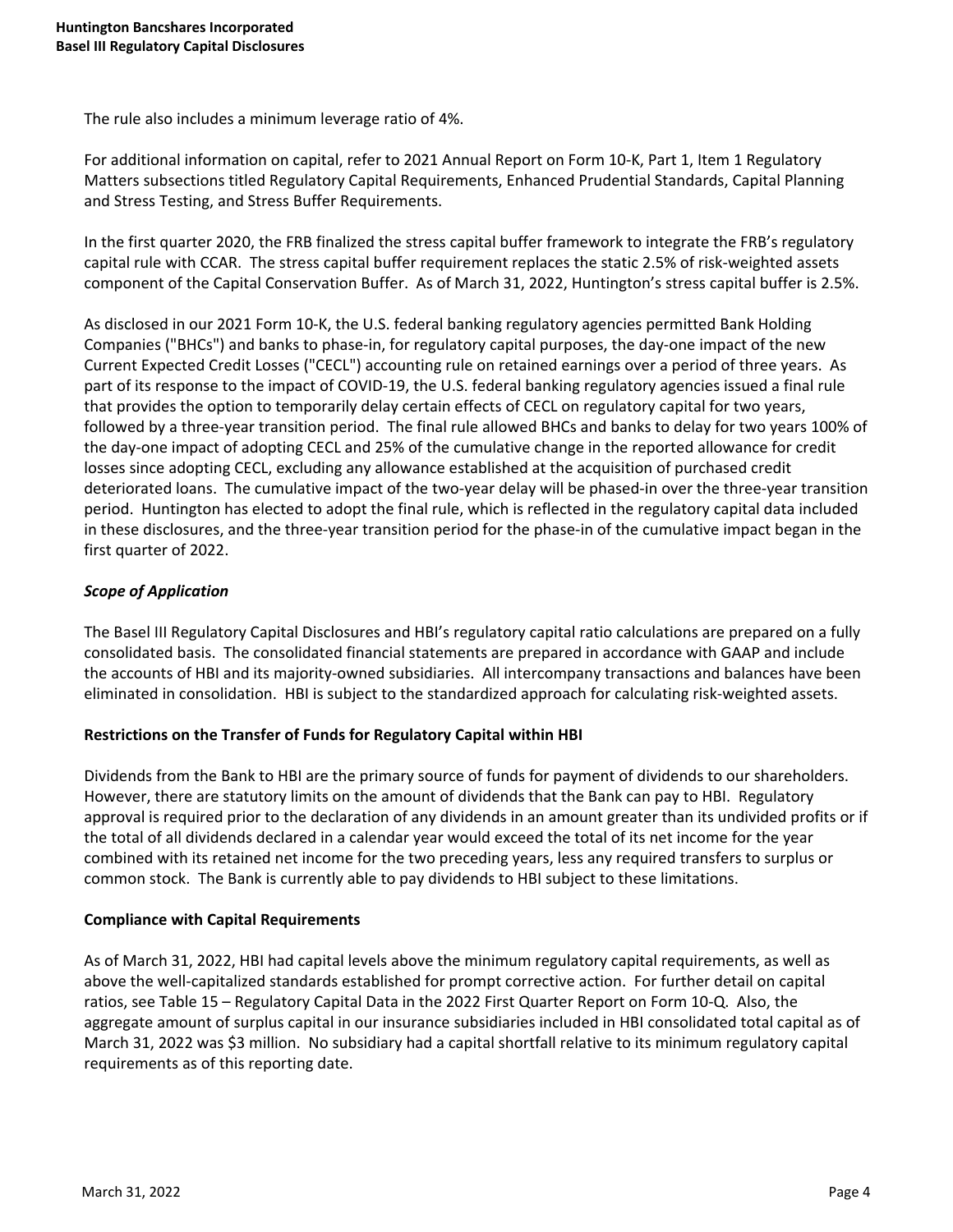The rule also includes a minimum leverage ratio of 4%.

For additional information on capital, refer to 2021 Annual Report on Form 10-K, Part 1, Item 1 Regulatory Matters subsections titled Regulatory Capital Requirements, Enhanced Prudential Standards, Capital Planning and Stress Testing, and Stress Buffer Requirements.

In the first quarter 2020, the FRB finalized the stress capital buffer framework to integrate the FRB's regulatory capital rule with CCAR. The stress capital buffer requirement replaces the static 2.5% of risk-weighted assets component of the Capital Conservation Buffer. As of March 31, 2022, Huntington's stress capital buffer is 2.5%.

As disclosed in our 2021 Form 10-K, the U.S. federal banking regulatory agencies permitted Bank Holding Companies ("BHCs") and banks to phase-in, for regulatory capital purposes, the day-one impact of the new Current Expected Credit Losses ("CECL") accounting rule on retained earnings over a period of three years. As part of its response to the impact of COVID-19, the U.S. federal banking regulatory agencies issued a final rule that provides the option to temporarily delay certain effects of CECL on regulatory capital for two years, followed by a three-year transition period. The final rule allowed BHCs and banks to delay for two years 100% of the day-one impact of adopting CECL and 25% of the cumulative change in the reported allowance for credit losses since adopting CECL, excluding any allowance established at the acquisition of purchased credit deteriorated loans. The cumulative impact of the two-year delay will be phased-in over the three-year transition period. Huntington has elected to adopt the final rule, which is reflected in the regulatory capital data included in these disclosures, and the three-year transition period for the phase-in of the cumulative impact began in the first quarter of 2022.

### *Scope of Application*

The Basel III Regulatory Capital Disclosures and HBI's regulatory capital ratio calculations are prepared on a fully consolidated basis. The consolidated financial statements are prepared in accordance with GAAP and include the accounts of HBI and its majority-owned subsidiaries. All intercompany transactions and balances have been eliminated in consolidation. HBI is subject to the standardized approach for calculating risk-weighted assets.

### Restrictions on the Transfer of Funds for Regulatory Capital within HBI

Dividends from the Bank to HBI are the primary source of funds for payment of dividends to our shareholders. However, there are statutory limits on the amount of dividends that the Bank can pay to HBI. Regulatory approval is required prior to the declaration of any dividends in an amount greater than its undivided profits or if the total of all dividends declared in a calendar year would exceed the total of its net income for the year combined with its retained net income for the two preceding years, less any required transfers to surplus or common stock. The Bank is currently able to pay dividends to HBI subject to these limitations.

### Compliance with Capital Requirements

As of March 31, 2022, HBI had capital levels above the minimum regulatory capital requirements, as well as above the well-capitalized standards established for prompt corrective action. For further detail on capital ratios, see Table 15 – Regulatory Capital Data in the 2022 First Quarter Report on Form 10-Q. Also, the aggregate amount of surplus capital in our insurance subsidiaries included in HBI consolidated total capital as of March 31, 2022 was $3 million. No subsidiary had a capital shortfall relative to its minimum regulatory capital requirements as of this reporting date.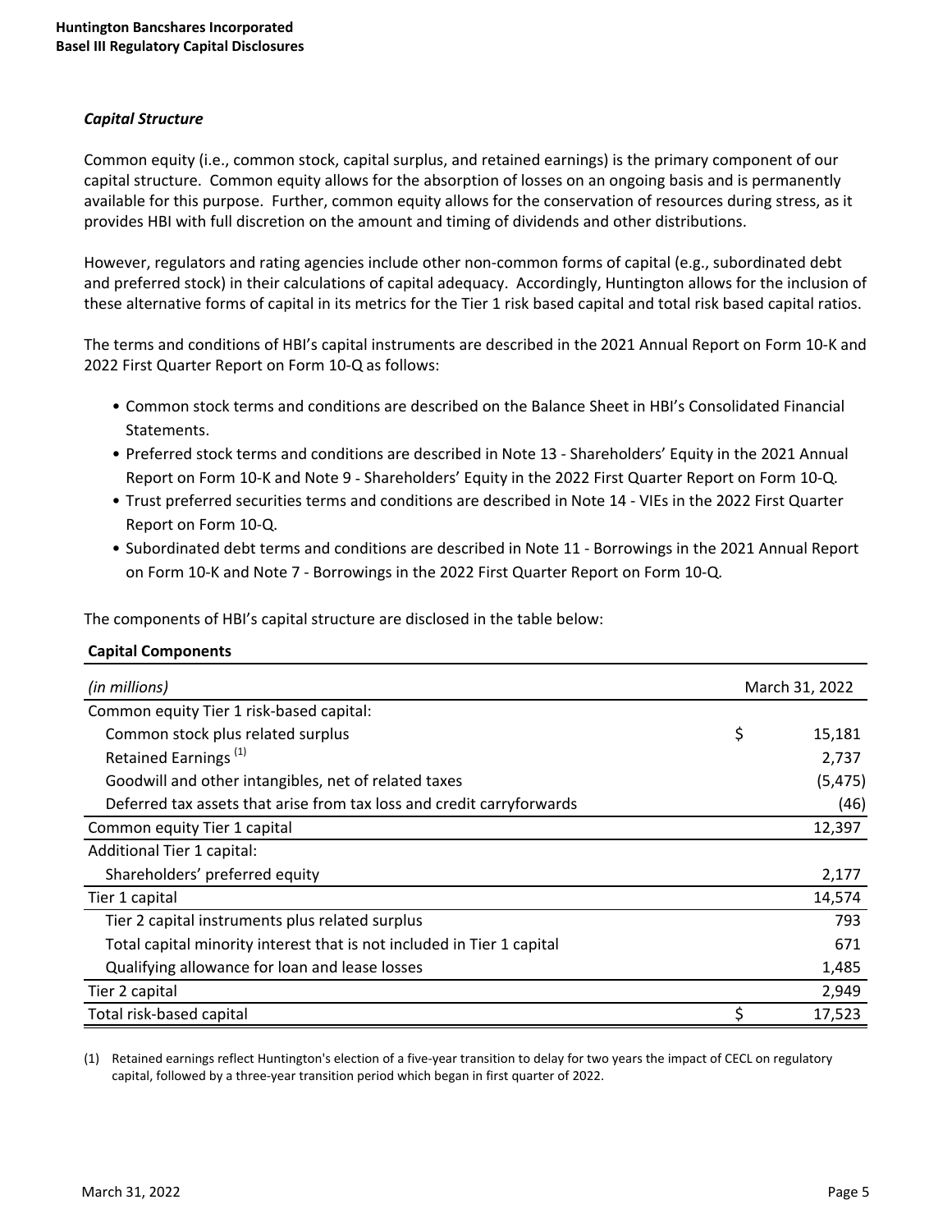### *Capital Structure*

Common equity (i.e., common stock, capital surplus, and retained earnings) is the primary component of our capital structure. Common equity allows for the absorption of losses on an ongoing basis and is permanently available for this purpose. Further, common equity allows for the conservation of resources during stress, as it provides HBI with full discretion on the amount and timing of dividends and other distributions.

However, regulators and rating agencies include other non-common forms of capital (e.g., subordinated debt and preferred stock) in their calculations of capital adequacy. Accordingly, Huntington allows for the inclusion of these alternative forms of capital in its metrics for the Tier 1 risk based capital and total risk based capital ratios.

The terms and conditions of HBI's capital instruments are described in the 2021 Annual Report on Form 10-K and 2022 First Quarter Report on Form 10-Q as follows:

- Common stock terms and conditions are described on the Balance Sheet in HBI's Consolidated Financial Statements.
- Preferred stock terms and conditions are described in Note 13 - Shareholders' Equity in the 2021 Annual Report on Form 10-K and Note 9 - Shareholders' Equity in the 2022 First Quarter Report on Form 10-Q.
- Trust preferred securities terms and conditions are described in Note 14 - VIEs in the 2022 First Quarter Report on Form 10-Q.
- Subordinated debt terms and conditions are described in Note 11 - Borrowings in the 2021 Annual Report on Form 10-K and Note 7 - Borrowings in the 2022 First Quarter Report on Form 10-Q.

The components of HBI's capital structure are disclosed in the table below:

**Capital Components**

| *(in millions)* | March 31, 2022 |
|---|---|
| Common equity Tier 1 risk-based capital: | |
| Common stock plus related surplus | $ 15,181 |
| Retained Earnings [(1)] | 2,737 |
| Goodwill and other intangibles, net of related taxes | (5,475) |
| Deferred tax assets that arise from tax loss and credit carryforwards | (46) |
| Common equity Tier 1 capital | 12,397 |
| Additional Tier 1 capital: | |
| Shareholders' preferred equity | 2,177 |
| Tier 1 capital | 14,574 |
| Tier 2 capital instruments plus related surplus | 793 |
| Total capital minority interest that is not included in Tier 1 capital | 671 |
| Qualifying allowance for loan and lease losses | 1,485 |
| Tier 2 capital | 2,949 |
| Total risk-based capital | $ 17,523 |

(1) Retained earnings reflect Huntington's election of a five-year transition to delay for two years the impact of CECL on regulatory capital, followed by a three-year transition period which began in first quarter of 2022.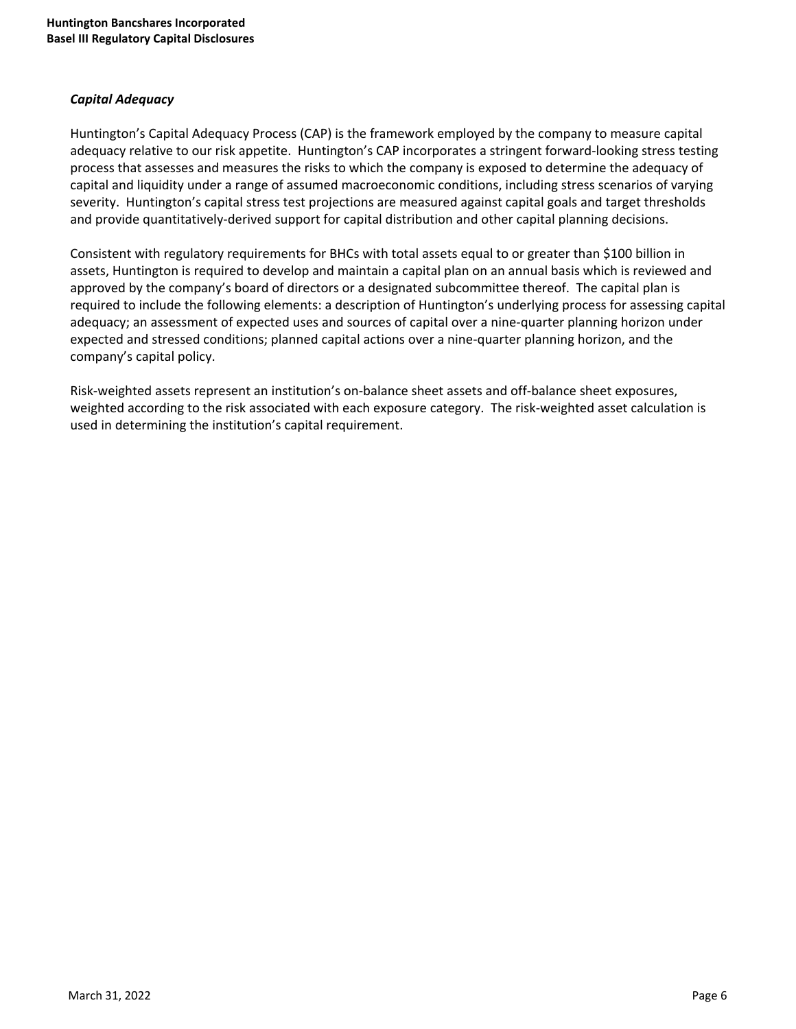### *Capital Adequacy*

Huntington's Capital Adequacy Process (CAP) is the framework employed by the company to measure capital adequacy relative to our risk appetite. Huntington's CAP incorporates a stringent forward-looking stress testing process that assesses and measures the risks to which the company is exposed to determine the adequacy of capital and liquidity under a range of assumed macroeconomic conditions, including stress scenarios of varying severity. Huntington's capital stress test projections are measured against capital goals and target thresholds and provide quantitatively-derived support for capital distribution and other capital planning decisions.

Consistent with regulatory requirements for BHCs with total assets equal to or greater than $100 billion in assets, Huntington is required to develop and maintain a capital plan on an annual basis which is reviewed and approved by the company's board of directors or a designated subcommittee thereof. The capital plan is required to include the following elements: a description of Huntington's underlying process for assessing capital adequacy; an assessment of expected uses and sources of capital over a nine-quarter planning horizon under expected and stressed conditions; planned capital actions over a nine-quarter planning horizon, and the company's capital policy.

Risk-weighted assets represent an institution's on-balance sheet assets and off-balance sheet exposures, weighted according to the risk associated with each exposure category. The risk-weighted asset calculation is used in determining the institution's capital requirement.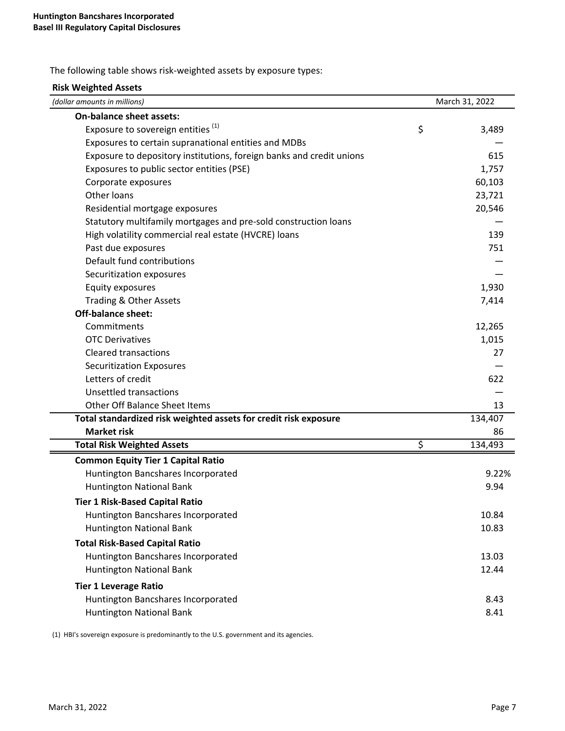The following table shows risk-weighted assets by exposure types:

**Risk Weighted Assets**

| *(dollar amounts in millions)* | March 31, 2022 |
|---|---|
| **On-balance sheet assets:** | |
| Exposure to sovereign entities [(1)] | $ 3,489 |
| Exposures to certain supranational entities and MDBs | — |
| Exposure to depository institutions, foreign banks and credit unions | 615 |
| Exposures to public sector entities (PSE) | 1,757 |
| Corporate exposures | 60,103 |
| Other loans | 23,721 |
| Residential mortgage exposures | 20,546 |
| Statutory multifamily mortgages and pre-sold construction loans | — |
| High volatility commercial real estate (HVCRE) loans | 139 |
| Past due exposures | 751 |
| Default fund contributions | — |
| Securitization exposures | — |
| Equity exposures | 1,930 |
| Trading & Other Assets | 7,414 |
| **Off-balance sheet:** | |
| Commitments | 12,265 |
| OTC Derivatives | 1,015 |
| Cleared transactions | 27 |
| Securitization Exposures | — |
| Letters of credit | 622 |
| Unsettled transactions | — |
| Other Off Balance Sheet Items | 13 |
| **Total standardized risk weighted assets for credit risk exposure** | 134,407 |
| **Market risk** | 86 |
| **Total Risk Weighted Assets** | $ 134,493 |
| **Common Equity Tier 1 Capital Ratio** | |
| Huntington Bancshares Incorporated | 9.22% |
| Huntington National Bank | 9.94 |
| **Tier 1 Risk-Based Capital Ratio** | |
| Huntington Bancshares Incorporated | 10.84 |
| Huntington National Bank | 10.83 |
| **Total Risk-Based Capital Ratio** | |
| Huntington Bancshares Incorporated | 13.03 |
| Huntington National Bank | 12.44 |
| **Tier 1 Leverage Ratio** | |
| Huntington Bancshares Incorporated | 8.43 |
| Huntington National Bank | 8.41 |

(1) HBI's sovereign exposure is predominantly to the U.S. government and its agencies.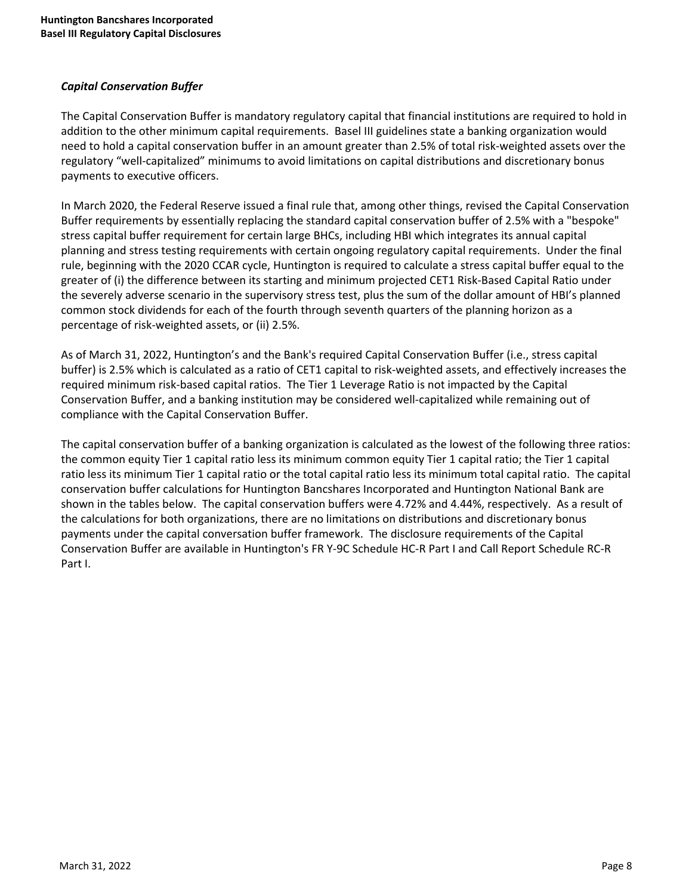### *Capital Conservation Buffer*

The Capital Conservation Buffer is mandatory regulatory capital that financial institutions are required to hold in addition to the other minimum capital requirements. Basel III guidelines state a banking organization would need to hold a capital conservation buffer in an amount greater than 2.5% of total risk-weighted assets over the regulatory "well-capitalized" minimums to avoid limitations on capital distributions and discretionary bonus payments to executive officers.

In March 2020, the Federal Reserve issued a final rule that, among other things, revised the Capital Conservation Buffer requirements by essentially replacing the standard capital conservation buffer of 2.5% with a "bespoke" stress capital buffer requirement for certain large BHCs, including HBI which integrates its annual capital planning and stress testing requirements with certain ongoing regulatory capital requirements. Under the final rule, beginning with the 2020 CCAR cycle, Huntington is required to calculate a stress capital buffer equal to the greater of (i) the difference between its starting and minimum projected CET1 Risk-Based Capital Ratio under the severely adverse scenario in the supervisory stress test, plus the sum of the dollar amount of HBI's planned common stock dividends for each of the fourth through seventh quarters of the planning horizon as a percentage of risk-weighted assets, or (ii) 2.5%.

As of March 31, 2022, Huntington's and the Bank's required Capital Conservation Buffer (i.e., stress capital buffer) is 2.5% which is calculated as a ratio of CET1 capital to risk-weighted assets, and effectively increases the required minimum risk-based capital ratios. The Tier 1 Leverage Ratio is not impacted by the Capital Conservation Buffer, and a banking institution may be considered well-capitalized while remaining out of compliance with the Capital Conservation Buffer.

The capital conservation buffer of a banking organization is calculated as the lowest of the following three ratios: the common equity Tier 1 capital ratio less its minimum common equity Tier 1 capital ratio; the Tier 1 capital ratio less its minimum Tier 1 capital ratio or the total capital ratio less its minimum total capital ratio. The capital conservation buffer calculations for Huntington Bancshares Incorporated and Huntington National Bank are shown in the tables below. The capital conservation buffers were 4.72% and 4.44%, respectively. As a result of the calculations for both organizations, there are no limitations on distributions and discretionary bonus payments under the capital conversation buffer framework. The disclosure requirements of the Capital Conservation Buffer are available in Huntington's FR Y-9C Schedule HC-R Part I and Call Report Schedule RC-R Part I.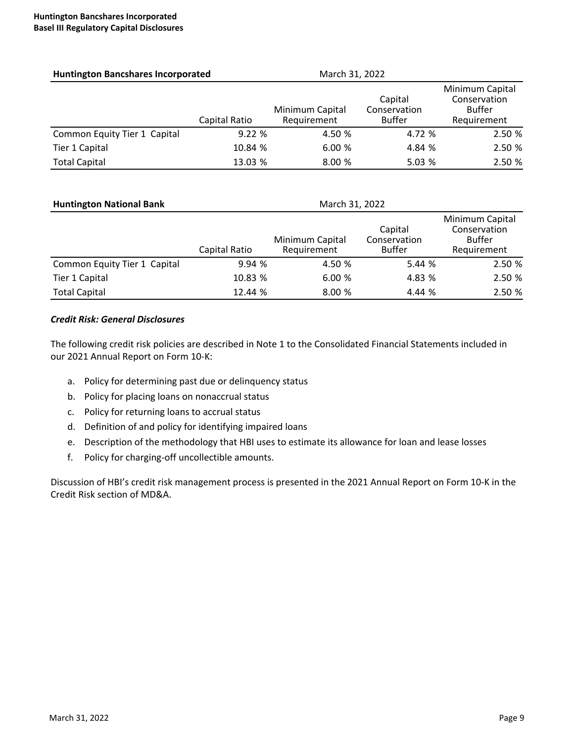| Huntington Bancshares Incorporated | March 31, 2022 | | | |
|---|---|---|---|---|
| | Capital Ratio | Minimum Capital Requirement | Capital Conservation Buffer | Minimum Capital Conservation Buffer Requirement |
| Common Equity Tier 1 Capital | 9.22 % | 4.50 % | 4.72 % | 2.50 % |
| Tier 1 Capital | 10.84 % | 6.00 % | 4.84 % | 2.50 % |
| Total Capital | 13.03 % | 8.00 % | 5.03 % | 2.50 % |

| Huntington National Bank | March 31, 2022 | | | |
|---|---|---|---|---|
| | Capital Ratio | Minimum Capital Requirement | Capital Conservation Buffer | Minimum Capital Conservation Buffer Requirement |
| Common Equity Tier 1 Capital | 9.94 % | 4.50 % | 5.44 % | 2.50 % |
| Tier 1 Capital | 10.83 % | 6.00 % | 4.83 % | 2.50 % |
| Total Capital | 12.44 % | 8.00 % | 4.44 % | 2.50 % |

***Credit Risk: General Disclosures***

The following credit risk policies are described in Note 1 to the Consolidated Financial Statements included in our 2021 Annual Report on Form 10-K:

a. Policy for determining past due or delinquency status
b. Policy for placing loans on nonaccrual status
c. Policy for returning loans to accrual status
d. Definition of and policy for identifying impaired loans
e. Description of the methodology that HBI uses to estimate its allowance for loan and lease losses
f. Policy for charging-off uncollectible amounts.

Discussion of HBI's credit risk management process is presented in the 2021 Annual Report on Form 10-K in the Credit Risk section of MD&A.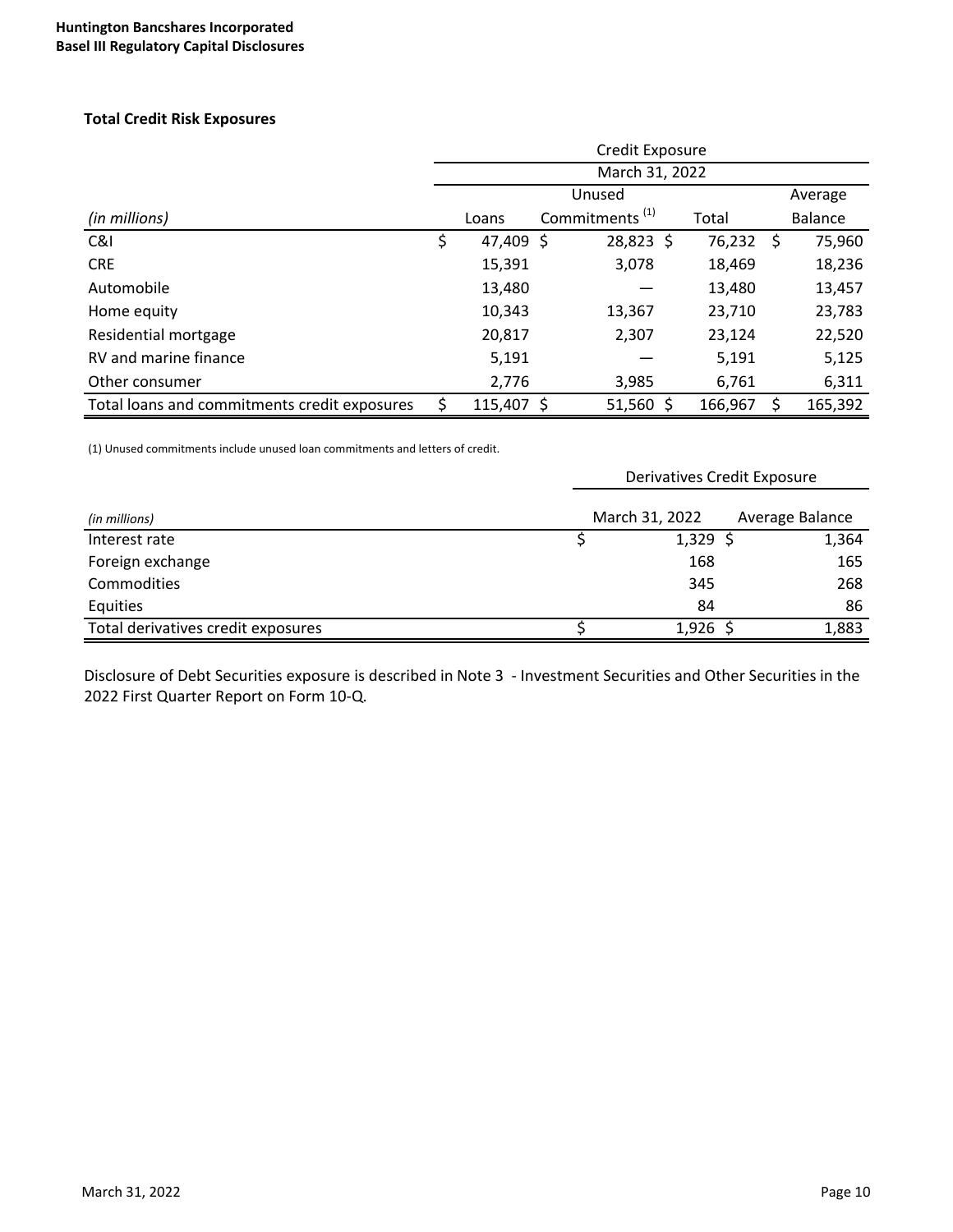**Total Credit Risk Exposures**

| | Credit Exposure | | | |
|---|---|---|---|---|
| | March 31, 2022 | | | |
| *(in millions)* | Loans | Unused Commitments [1] | Total | Average Balance |
| C&I | $ 47,409 | $ 28,823 | $ 76,232 | $ 75,960 |
| CRE | 15,391 | 3,078 | 18,469 | 18,236 |
| Automobile | 13,480 | — | 13,480 | 13,457 |
| Home equity | 10,343 | 13,367 | 23,710 | 23,783 |
| Residential mortgage | 20,817 | 2,307 | 23,124 | 22,520 |
| RV and marine finance | 5,191 | — | 5,191 | 5,125 |
| Other consumer | 2,776 | 3,985 | 6,761 | 6,311 |
| Total loans and commitments credit exposures | $ 115,407 | $ 51,560 | $ 166,967 | $ 165,392 |

(1) Unused commitments include unused loan commitments and letters of credit.

| | Derivatives Credit Exposure | |
|---|---|---|
| *(in millions)* | March 31, 2022 | Average Balance |
| Interest rate | $ 1,329 | $ 1,364 |
| Foreign exchange | 168 | 165 |
| Commodities | 345 | 268 |
| Equities | 84 | 86 |
| Total derivatives credit exposures | $ 1,926 | $ 1,883 |

Disclosure of Debt Securities exposure is described in Note 3 - Investment Securities and Other Securities in the 2022 First Quarter Report on Form 10-Q.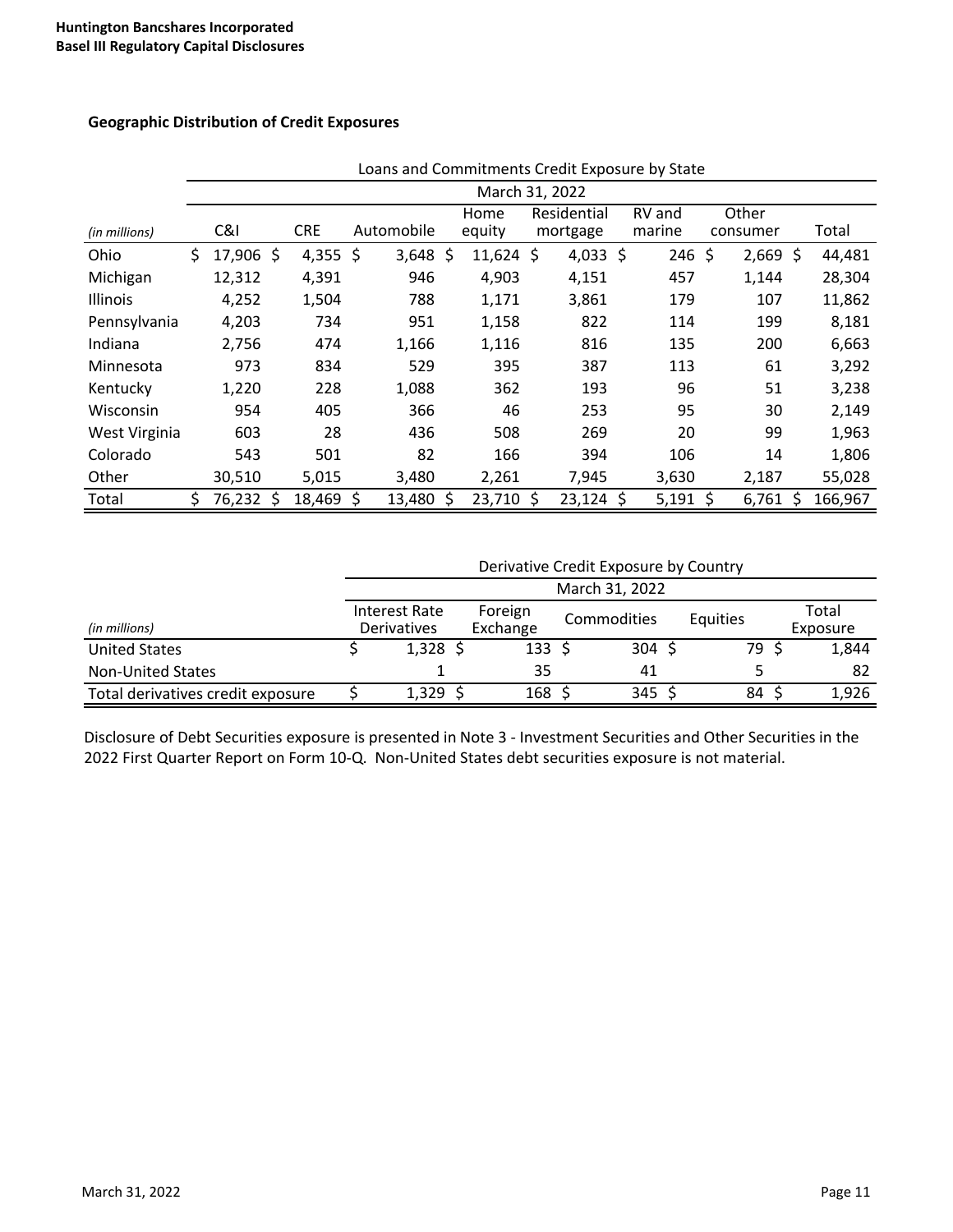## Geographic Distribution of Credit Exposures

| | Loans and Commitments Credit Exposure by State | | | | | | | |
|---|---|---|---|---|---|---|---|---|
| | March 31, 2022 | | | | | | | |
| *(in millions)* | C&I | CRE | Automobile | Home equity | Residential mortgage | RV and marine | Other consumer | Total |
| Ohio | $ 17,906 | $ 4,355 | $ 3,648 | $ 11,624 | $ 4,033 | $ 246 | $ 2,669 | $ 44,481 |
| Michigan | 12,312 | 4,391 | 946 | 4,903 | 4,151 | 457 | 1,144 | 28,304 |
| Illinois | 4,252 | 1,504 | 788 | 1,171 | 3,861 | 179 | 107 | 11,862 |
| Pennsylvania | 4,203 | 734 | 951 | 1,158 | 822 | 114 | 199 | 8,181 |
| Indiana | 2,756 | 474 | 1,166 | 1,116 | 816 | 135 | 200 | 6,663 |
| Minnesota | 973 | 834 | 529 | 395 | 387 | 113 | 61 | 3,292 |
| Kentucky | 1,220 | 228 | 1,088 | 362 | 193 | 96 | 51 | 3,238 |
| Wisconsin | 954 | 405 | 366 | 46 | 253 | 95 | 30 | 2,149 |
| West Virginia | 603 | 28 | 436 | 508 | 269 | 20 | 99 | 1,963 |
| Colorado | 543 | 501 | 82 | 166 | 394 | 106 | 14 | 1,806 |
| Other | 30,510 | 5,015 | 3,480 | 2,261 | 7,945 | 3,630 | 2,187 | 55,028 |
| Total | $ 76,232 | $ 18,469 | $ 13,480 | $ 23,710 | $ 23,124 | $ 5,191 | $ 6,761 | $ 166,967 |

| | Derivative Credit Exposure by Country | | | | |
|---|---|---|---|---|---|
| | March 31, 2022 | | | | |
| *(in millions)* | Interest Rate Derivatives | Foreign Exchange | Commodities | Equities | Total Exposure |
| United States | $ 1,328 | $ 133 | $ 304 | $ 79 | $ 1,844 |
| Non-United States | 1 | 35 | 41 | 5 | 82 |
| Total derivatives credit exposure | $ 1,329 | $ 168 | $ 345 | $ 84 | $ 1,926 |

Disclosure of Debt Securities exposure is presented in Note 3 - Investment Securities and Other Securities in the 2022 First Quarter Report on Form 10-Q. Non-United States debt securities exposure is not material.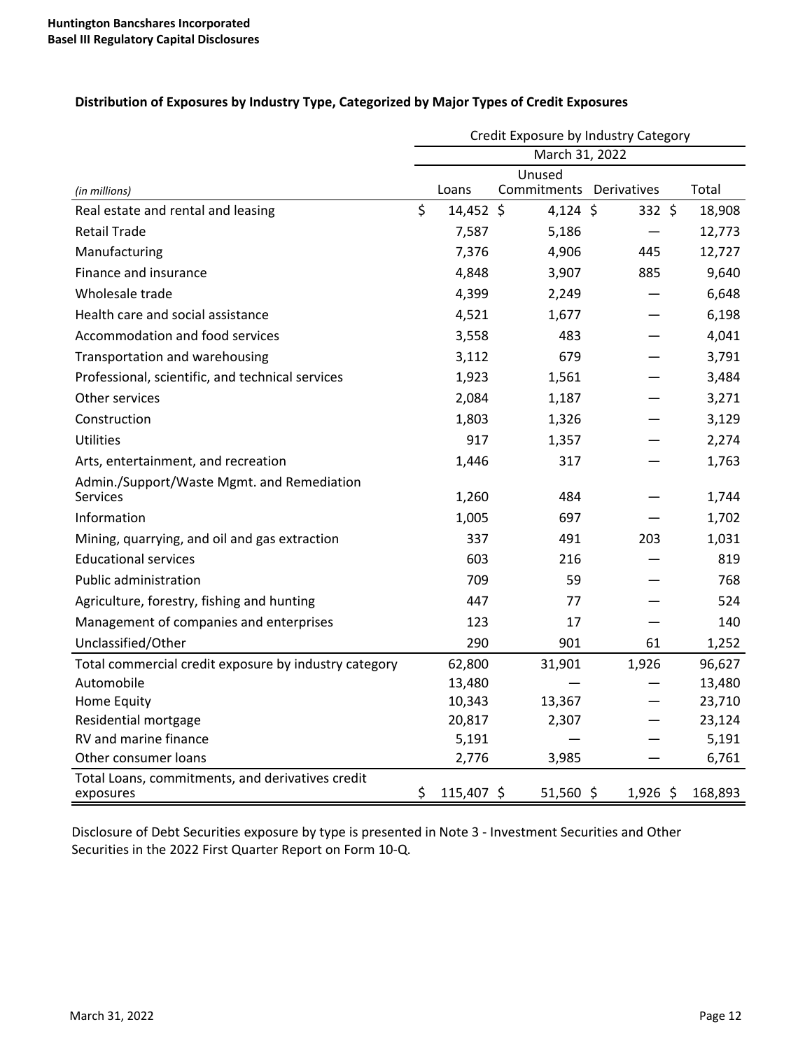### Distribution of Exposures by Industry Type, Categorized by Major Types of Credit Exposures

| | Credit Exposure by Industry Category | | | |
|---|---|---|---|---|
| | March 31, 2022 | | | |
| *(in millions)* | Loans | Unused Commitments | Derivatives | Total |
| Real estate and rental and leasing | $ 14,452 | $ 4,124 | $ 332 | $ 18,908 |
| Retail Trade | 7,587 | 5,186 | — | 12,773 |
| Manufacturing | 7,376 | 4,906 | 445 | 12,727 |
| Finance and insurance | 4,848 | 3,907 | 885 | 9,640 |
| Wholesale trade | 4,399 | 2,249 | — | 6,648 |
| Health care and social assistance | 4,521 | 1,677 | — | 6,198 |
| Accommodation and food services | 3,558 | 483 | — | 4,041 |
| Transportation and warehousing | 3,112 | 679 | — | 3,791 |
| Professional, scientific, and technical services | 1,923 | 1,561 | — | 3,484 |
| Other services | 2,084 | 1,187 | — | 3,271 |
| Construction | 1,803 | 1,326 | — | 3,129 |
| Utilities | 917 | 1,357 | — | 2,274 |
| Arts, entertainment, and recreation | 1,446 | 317 | — | 1,763 |
| Admin./Support/Waste Mgmt. and Remediation Services | 1,260 | 484 | — | 1,744 |
| Information | 1,005 | 697 | — | 1,702 |
| Mining, quarrying, and oil and gas extraction | 337 | 491 | 203 | 1,031 |
| Educational services | 603 | 216 | — | 819 |
| Public administration | 709 | 59 | — | 768 |
| Agriculture, forestry, fishing and hunting | 447 | 77 | — | 524 |
| Management of companies and enterprises | 123 | 17 | — | 140 |
| Unclassified/Other | 290 | 901 | 61 | 1,252 |
| Total commercial credit exposure by industry category | 62,800 | 31,901 | 1,926 | 96,627 |
| Automobile | 13,480 | — | — | 13,480 |
| Home Equity | 10,343 | 13,367 | — | 23,710 |
| Residential mortgage | 20,817 | 2,307 | — | 23,124 |
| RV and marine finance | 5,191 | — | — | 5,191 |
| Other consumer loans | 2,776 | 3,985 | — | 6,761 |
| Total Loans, commitments, and derivatives credit exposures | $ 115,407 | $ 51,560 | $ 1,926 | $ 168,893 |

Disclosure of Debt Securities exposure by type is presented in Note 3 - Investment Securities and Other Securities in the 2022 First Quarter Report on Form 10-Q.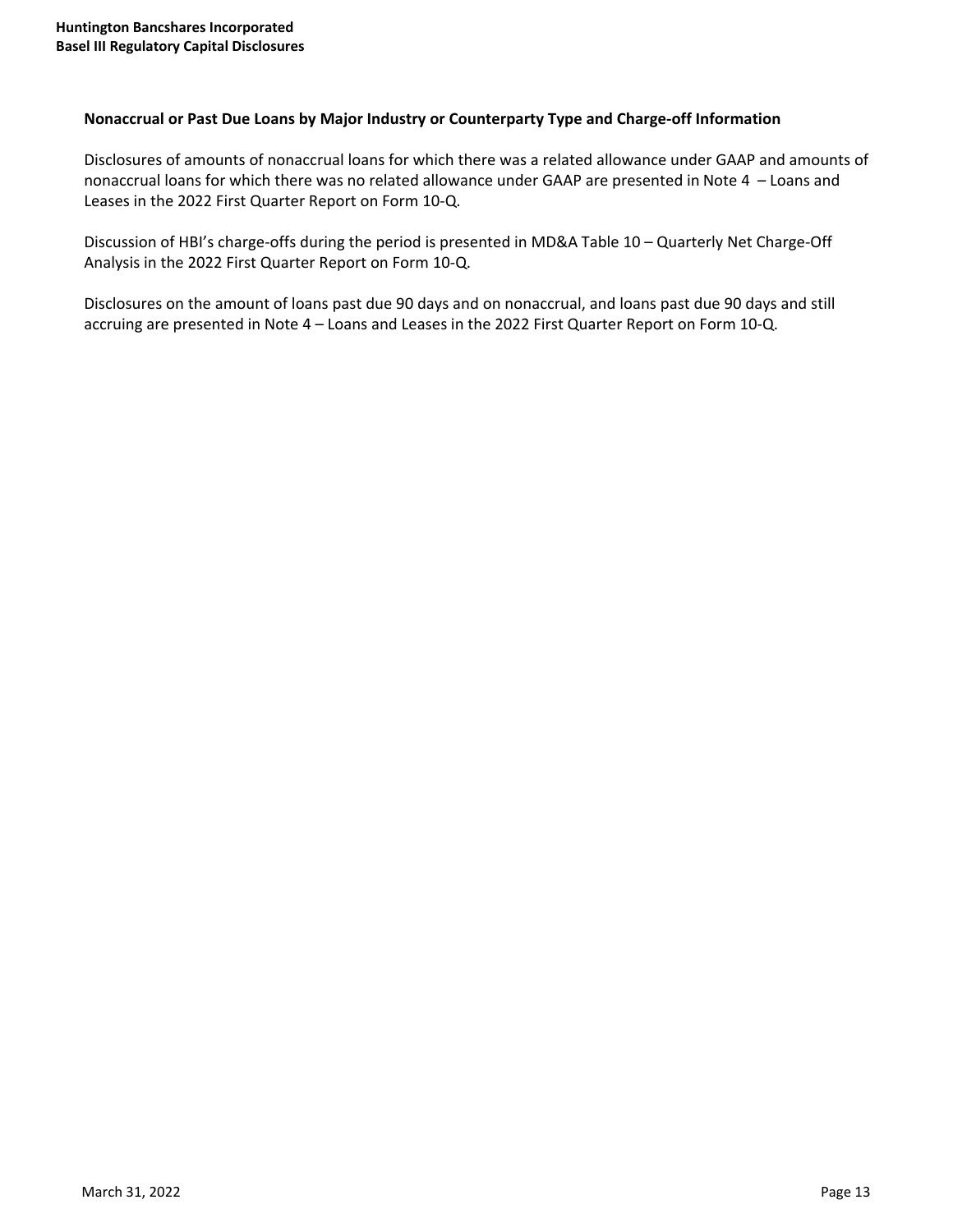### Nonaccrual or Past Due Loans by Major Industry or Counterparty Type and Charge-off Information

Disclosures of amounts of nonaccrual loans for which there was a related allowance under GAAP and amounts of nonaccrual loans for which there was no related allowance under GAAP are presented in Note 4 – Loans and Leases in the 2022 First Quarter Report on Form 10-Q.

Discussion of HBI's charge-offs during the period is presented in MD&A Table 10 – Quarterly Net Charge-Off Analysis in the 2022 First Quarter Report on Form 10-Q.

Disclosures on the amount of loans past due 90 days and on nonaccrual, and loans past due 90 days and still accruing are presented in Note 4 – Loans and Leases in the 2022 First Quarter Report on Form 10-Q.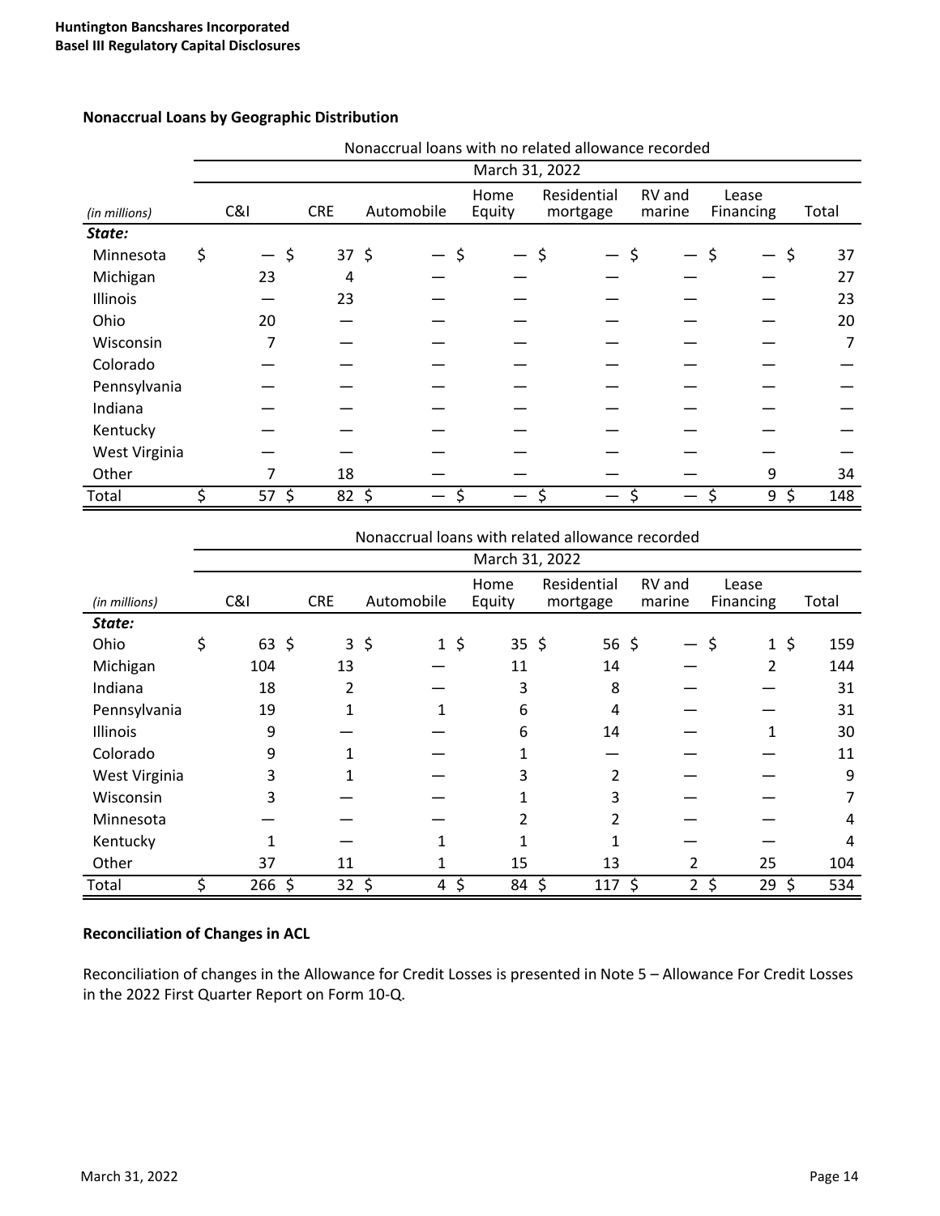## Nonaccrual Loans by Geographic Distribution

| (in millions) | Nonaccrual loans with no related allowance recorded | | | | | | | |
|---|---|---|---|---|---|---|---|---|
| | March 31, 2022 | | | | | | | |
| | C&I | CRE | Automobile | Home Equity | Residential mortgage | RV and marine | Lease Financing | Total |
| ***State:*** | | | | | | | | |
| Minnesota | $ — | $ 37 | $ — | $ — | $ — | $ — | $ — | $ 37 |
| Michigan | 23 | 4 | — | — | — | — | — | 27 |
| Illinois | — | 23 | — | — | — | — | — | 23 |
| Ohio | 20 | — | — | — | — | — | — | 20 |
| Wisconsin | 7 | — | — | — | — | — | — | 7 |
| Colorado | — | — | — | — | — | — | — | — |
| Pennsylvania | — | — | — | — | — | — | — | — |
| Indiana | — | — | — | — | — | — | — | — |
| Kentucky | — | — | — | — | — | — | — | — |
| West Virginia | — | — | — | — | — | — | — | — |
| Other | 7 | 18 | — | — | — | — | 9 | 34 |
| Total | $ 57 | $ 82 | $ — | $ — | $ — | $ — | $ 9 | $ 148 |

| (in millions) | Nonaccrual loans with related allowance recorded | | | | | | | |
|---|---|---|---|---|---|---|---|---|
| | March 31, 2022 | | | | | | | |
| | C&I | CRE | Automobile | Home Equity | Residential mortgage | RV and marine | Lease Financing | Total |
| ***State:*** | | | | | | | | |
| Ohio | $ 63 | $ 3 | $ 1 | $ 35 | $ 56 | $ — | $ 1 | $ 159 |
| Michigan | 104 | 13 | — | 11 | 14 | — | 2 | 144 |
| Indiana | 18 | 2 | — | 3 | 8 | — | — | 31 |
| Pennsylvania | 19 | 1 | 1 | 6 | 4 | — | — | 31 |
| Illinois | 9 | — | — | 6 | 14 | — | 1 | 30 |
| Colorado | 9 | 1 | — | 1 | — | — | — | 11 |
| West Virginia | 3 | 1 | — | 3 | 2 | — | — | 9 |
| Wisconsin | 3 | — | — | 1 | 3 | — | — | 7 |
| Minnesota | — | — | — | 2 | 2 | — | — | 4 |
| Kentucky | 1 | — | 1 | 1 | 1 | — | — | 4 |
| Other | 37 | 11 | 1 | 15 | 13 | 2 | 25 | 104 |
| Total | $ 266 | $ 32 | $ 4 | $ 84 | $ 117 | $ 2 | $ 29 | $ 534 |

## Reconciliation of Changes in ACL

Reconciliation of changes in the Allowance for Credit Losses is presented in Note 5 – Allowance For Credit Losses in the 2022 First Quarter Report on Form 10-Q.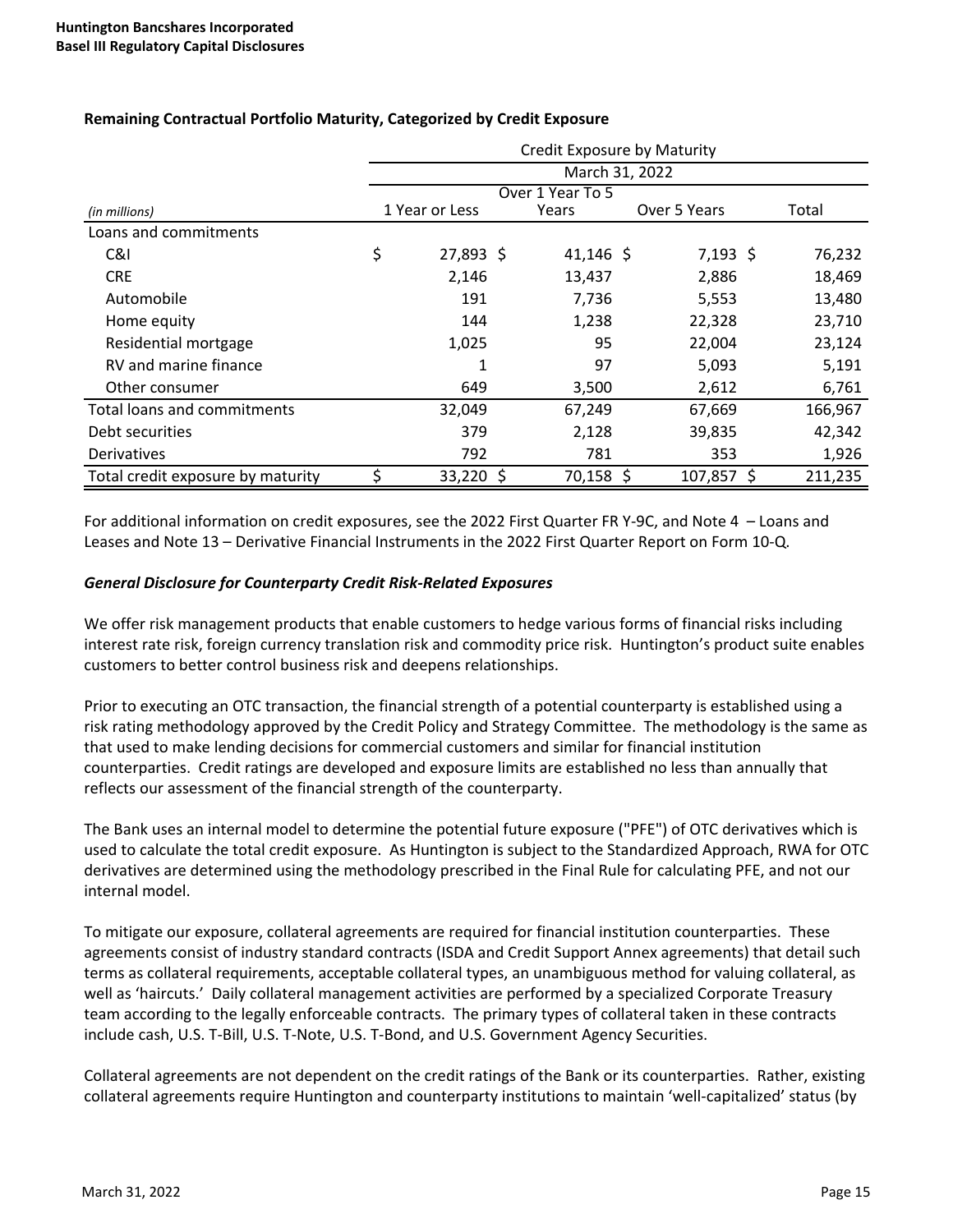**Remaining Contractual Portfolio Maturity, Categorized by Credit Exposure**

| | Credit Exposure by Maturity | | | |
|---|---|---|---|---|
| | March 31, 2022 | | | |
| *(in millions)* | 1 Year or Less | Over 1 Year To 5 Years | Over 5 Years | Total |
| Loans and commitments | | | | |
| C&I | $ 27,893 | $ 41,146 | $ 7,193 | $ 76,232 |
| CRE | 2,146 | 13,437 | 2,886 | 18,469 |
| Automobile | 191 | 7,736 | 5,553 | 13,480 |
| Home equity | 144 | 1,238 | 22,328 | 23,710 |
| Residential mortgage | 1,025 | 95 | 22,004 | 23,124 |
| RV and marine finance | 1 | 97 | 5,093 | 5,191 |
| Other consumer | 649 | 3,500 | 2,612 | 6,761 |
| Total loans and commitments | 32,049 | 67,249 | 67,669 | 166,967 |
| Debt securities | 379 | 2,128 | 39,835 | 42,342 |
| Derivatives | 792 | 781 | 353 | 1,926 |
| Total credit exposure by maturity | $ 33,220 | $ 70,158 | $ 107,857 | $ 211,235 |

For additional information on credit exposures, see the 2022 First Quarter FR Y-9C, and Note 4 – Loans and Leases and Note 13 – Derivative Financial Instruments in the 2022 First Quarter Report on Form 10-Q.

***General Disclosure for Counterparty Credit Risk-Related Exposures***

We offer risk management products that enable customers to hedge various forms of financial risks including interest rate risk, foreign currency translation risk and commodity price risk. Huntington's product suite enables customers to better control business risk and deepens relationships.

Prior to executing an OTC transaction, the financial strength of a potential counterparty is established using a risk rating methodology approved by the Credit Policy and Strategy Committee. The methodology is the same as that used to make lending decisions for commercial customers and similar for financial institution counterparties. Credit ratings are developed and exposure limits are established no less than annually that reflects our assessment of the financial strength of the counterparty.

The Bank uses an internal model to determine the potential future exposure ("PFE") of OTC derivatives which is used to calculate the total credit exposure. As Huntington is subject to the Standardized Approach, RWA for OTC derivatives are determined using the methodology prescribed in the Final Rule for calculating PFE, and not our internal model.

To mitigate our exposure, collateral agreements are required for financial institution counterparties. These agreements consist of industry standard contracts (ISDA and Credit Support Annex agreements) that detail such terms as collateral requirements, acceptable collateral types, an unambiguous method for valuing collateral, as well as 'haircuts.' Daily collateral management activities are performed by a specialized Corporate Treasury team according to the legally enforceable contracts. The primary types of collateral taken in these contracts include cash, U.S. T-Bill, U.S. T-Note, U.S. T-Bond, and U.S. Government Agency Securities.

Collateral agreements are not dependent on the credit ratings of the Bank or its counterparties. Rather, existing collateral agreements require Huntington and counterparty institutions to maintain 'well-capitalized' status (by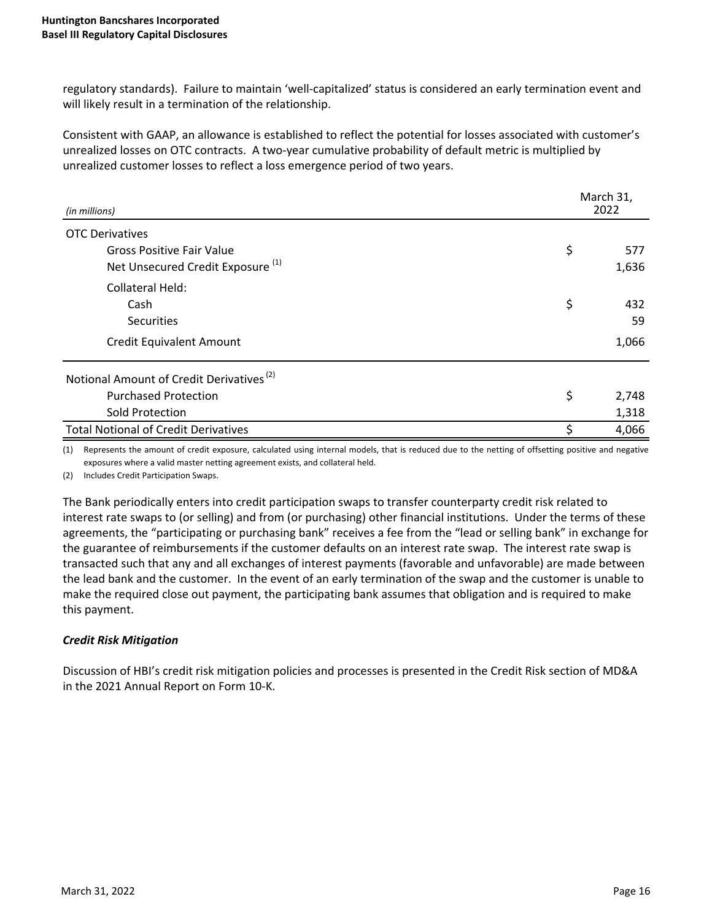regulatory standards). Failure to maintain 'well-capitalized' status is considered an early termination event and will likely result in a termination of the relationship.

Consistent with GAAP, an allowance is established to reflect the potential for losses associated with customer's unrealized losses on OTC contracts. A two-year cumulative probability of default metric is multiplied by unrealized customer losses to reflect a loss emergence period of two years.

| *(in millions)* | March 31, 2022 |
|---|---|
| OTC Derivatives | |
| Gross Positive Fair Value | $ 577 |
| Net Unsecured Credit Exposure [(1)] | 1,636 |
| Collateral Held: | |
| Cash | $ 432 |
| Securities | 59 |
| Credit Equivalent Amount | 1,066 |
| Notional Amount of Credit Derivatives [(2)] | |
| Purchased Protection | $ 2,748 |
| Sold Protection | 1,318 |
| Total Notional of Credit Derivatives | $ 4,066 |

(1) Represents the amount of credit exposure, calculated using internal models, that is reduced due to the netting of offsetting positive and negative exposures where a valid master netting agreement exists, and collateral held.

(2) Includes Credit Participation Swaps.

The Bank periodically enters into credit participation swaps to transfer counterparty credit risk related to interest rate swaps to (or selling) and from (or purchasing) other financial institutions. Under the terms of these agreements, the "participating or purchasing bank" receives a fee from the "lead or selling bank" in exchange for the guarantee of reimbursements if the customer defaults on an interest rate swap. The interest rate swap is transacted such that any and all exchanges of interest payments (favorable and unfavorable) are made between the lead bank and the customer. In the event of an early termination of the swap and the customer is unable to make the required close out payment, the participating bank assumes that obligation and is required to make this payment.

***Credit Risk Mitigation***

Discussion of HBI's credit risk mitigation policies and processes is presented in the Credit Risk section of MD&A in the 2021 Annual Report on Form 10-K.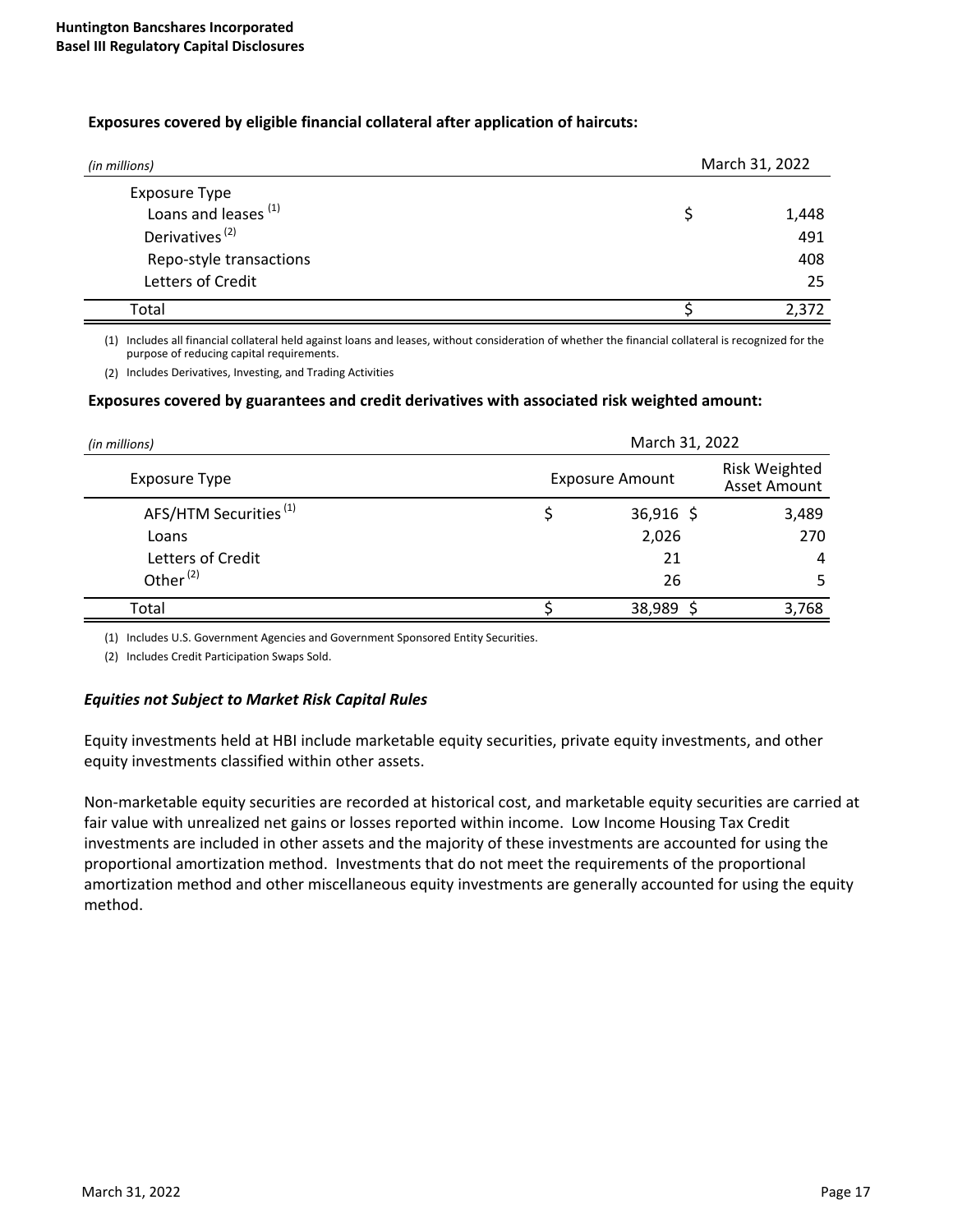**Exposures covered by eligible financial collateral after application of haircuts:**

| *(in millions)* | March 31, 2022 |
|---|---|
| Exposure Type | |
| Loans and leases [(1)] | $ 1,448 |
| Derivatives [(2)] | 491 |
| Repo-style transactions | 408 |
| Letters of Credit | 25 |
| Total | $ 2,372 |

(1) Includes all financial collateral held against loans and leases, without consideration of whether the financial collateral is recognized for the purpose of reducing capital requirements.

(2) Includes Derivatives, Investing, and Trading Activities

**Exposures covered by guarantees and credit derivatives with associated risk weighted amount:**

| *(in millions)* | March 31, 2022 | |
|---|---|---|
| Exposure Type | Exposure Amount | Risk Weighted Asset Amount |
| AFS/HTM Securities [(1)] | $ 36,916 | $ 3,489 |
| Loans | 2,026 | 270 |
| Letters of Credit | 21 | 4 |
| Other [(2)] | 26 | 5 |
| Total | $ 38,989 | $ 3,768 |

(1) Includes U.S. Government Agencies and Government Sponsored Entity Securities.

(2) Includes Credit Participation Swaps Sold.

***Equities not Subject to Market Risk Capital Rules***

Equity investments held at HBI include marketable equity securities, private equity investments, and other equity investments classified within other assets.

Non-marketable equity securities are recorded at historical cost, and marketable equity securities are carried at fair value with unrealized net gains or losses reported within income. Low Income Housing Tax Credit investments are included in other assets and the majority of these investments are accounted for using the proportional amortization method. Investments that do not meet the requirements of the proportional amortization method and other miscellaneous equity investments are generally accounted for using the equity method.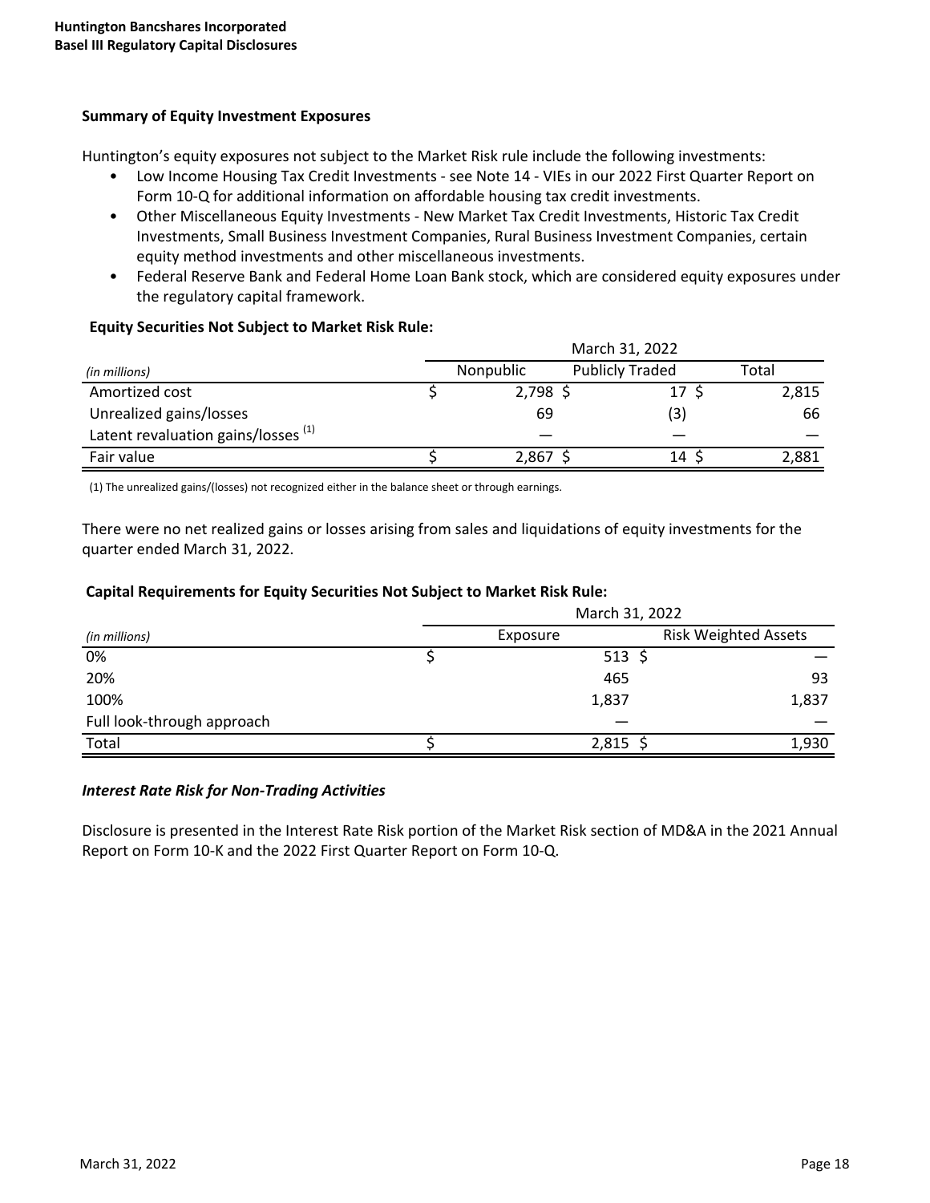### Summary of Equity Investment Exposures

Huntington's equity exposures not subject to the Market Risk rule include the following investments:

- Low Income Housing Tax Credit Investments - see Note 14 - VIEs in our 2022 First Quarter Report on Form 10-Q for additional information on affordable housing tax credit investments.
- Other Miscellaneous Equity Investments - New Market Tax Credit Investments, Historic Tax Credit Investments, Small Business Investment Companies, Rural Business Investment Companies, certain equity method investments and other miscellaneous investments.
- Federal Reserve Bank and Federal Home Loan Bank stock, which are considered equity exposures under the regulatory capital framework.

**Equity Securities Not Subject to Market Risk Rule:**

| | March 31, 2022 | | |
|---|---|---|---|
| *(in millions)* | Nonpublic | Publicly Traded | Total |
| Amortized cost | $ 2,798 | $ 17 | $ 2,815 |
| Unrealized gains/losses | 69 | (3) | 66 |
| Latent revaluation gains/losses [1] | — | — | — |
| Fair value | $ 2,867 | $ 14 | $ 2,881 |

(1) The unrealized gains/(losses) not recognized either in the balance sheet or through earnings.

There were no net realized gains or losses arising from sales and liquidations of equity investments for the quarter ended March 31, 2022.

**Capital Requirements for Equity Securities Not Subject to Market Risk Rule:**

| | March 31, 2022 | |
|---|---|---|
| *(in millions)* | Exposure | Risk Weighted Assets |
| 0% | $ 513 | $ — |
| 20% | 465 | 93 |
| 100% | 1,837 | 1,837 |
| Full look-through approach | — | — |
| Total | $ 2,815 | $ 1,930 |

***Interest Rate Risk for Non-Trading Activities***

Disclosure is presented in the Interest Rate Risk portion of the Market Risk section of MD&A in the 2021 Annual Report on Form 10-K and the 2022 First Quarter Report on Form 10-Q.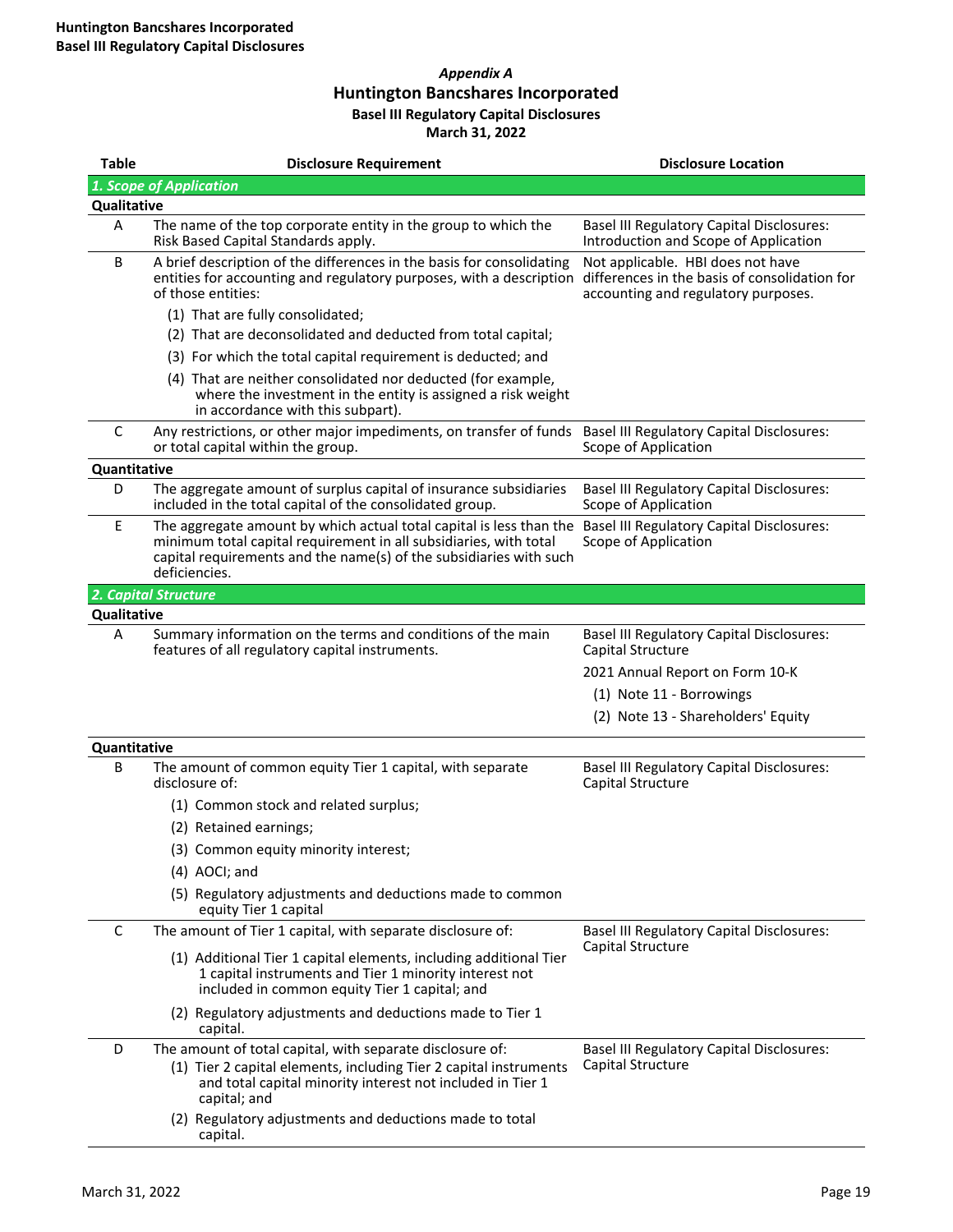*Appendix A*

## Huntington Bancshares Incorporated

**Basel III Regulatory Capital Disclosures**

**March 31, 2022**

| Table | Disclosure Requirement | Disclosure Location |
|---|---|---|
| ***1. Scope of Application*** | | |
| **Qualitative** | | |
| A | The name of the top corporate entity in the group to which the Risk Based Capital Standards apply. | Basel III Regulatory Capital Disclosures: Introduction and Scope of Application |
| B | A brief description of the differences in the basis for consolidating entities for accounting and regulatory purposes, with a description of those entities: (1) That are fully consolidated; (2) That are deconsolidated and deducted from total capital; (3) For which the total capital requirement is deducted; and (4) That are neither consolidated nor deducted (for example, where the investment in the entity is assigned a risk weight in accordance with this subpart). | Not applicable. HBI does not have differences in the basis of consolidation for accounting and regulatory purposes. |
| C | Any restrictions, or other major impediments, on transfer of funds or total capital within the group. | Basel III Regulatory Capital Disclosures: Scope of Application |
| **Quantitative** | | |
| D | The aggregate amount of surplus capital of insurance subsidiaries included in the total capital of the consolidated group. | Basel III Regulatory Capital Disclosures: Scope of Application |
| E | The aggregate amount by which actual total capital is less than the minimum total capital requirement in all subsidiaries, with total capital requirements and the name(s) of the subsidiaries with such deficiencies. | Basel III Regulatory Capital Disclosures: Scope of Application |
| ***2. Capital Structure*** | | |
| **Qualitative** | | |
| A | Summary information on the terms and conditions of the main features of all regulatory capital instruments. | Basel III Regulatory Capital Disclosures: Capital Structure; 2021 Annual Report on Form 10-K: (1) Note 11 - Borrowings; (2) Note 13 - Shareholders' Equity |
| **Quantitative** | | |
| B | The amount of common equity Tier 1 capital, with separate disclosure of: (1) Common stock and related surplus; (2) Retained earnings; (3) Common equity minority interest; (4) AOCI; and (5) Regulatory adjustments and deductions made to common equity Tier 1 capital | Basel III Regulatory Capital Disclosures: Capital Structure |
| C | The amount of Tier 1 capital, with separate disclosure of: (1) Additional Tier 1 capital elements, including additional Tier 1 capital instruments and Tier 1 minority interest not included in common equity Tier 1 capital; and (2) Regulatory adjustments and deductions made to Tier 1 capital. | Basel III Regulatory Capital Disclosures: Capital Structure |
| D | The amount of total capital, with separate disclosure of: (1) Tier 2 capital elements, including Tier 2 capital instruments and total capital minority interest not included in Tier 1 capital; and (2) Regulatory adjustments and deductions made to total capital. | Basel III Regulatory Capital Disclosures: Capital Structure |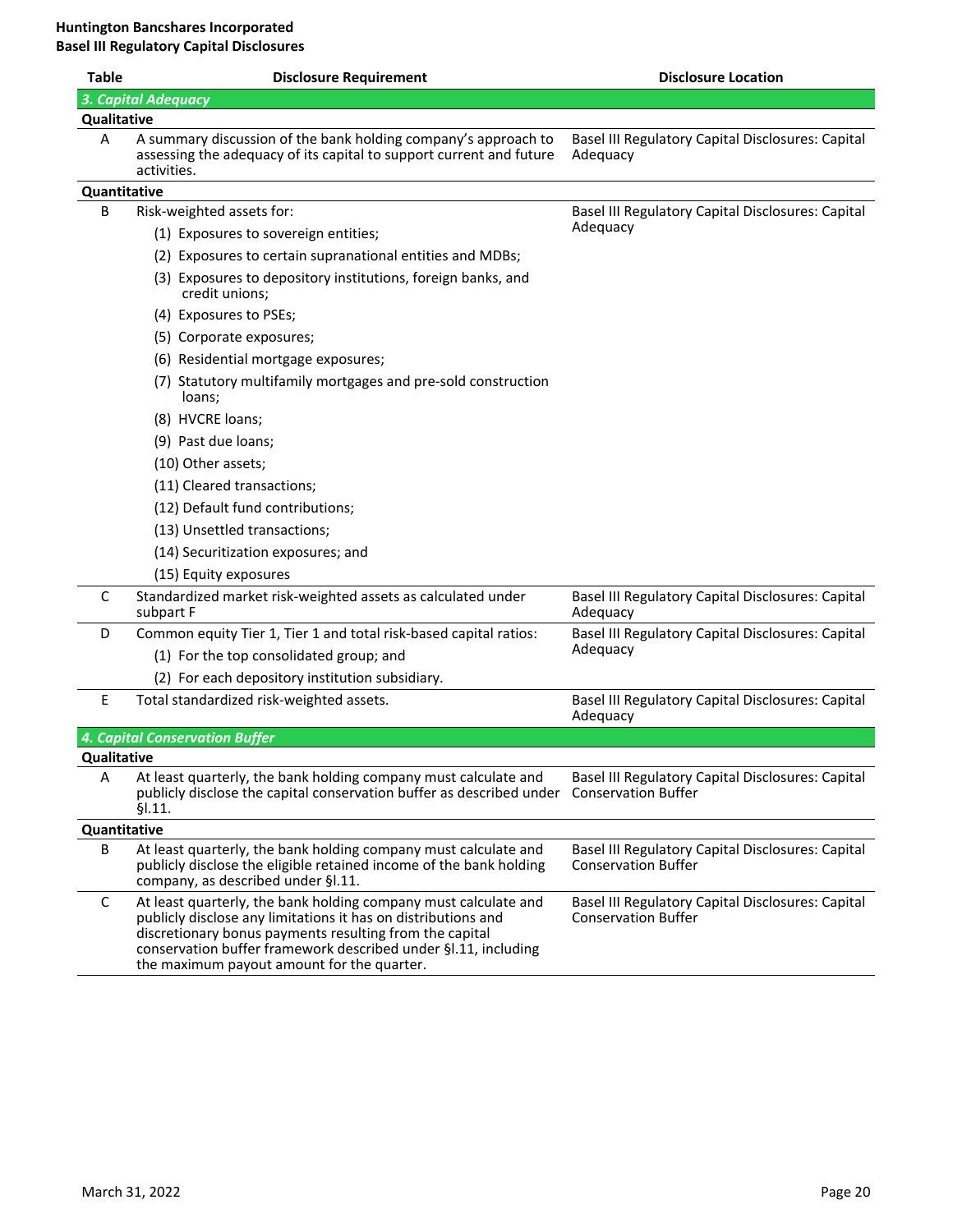| Table | Disclosure Requirement | Disclosure Location |
|---|---|---|
| ***3. Capital Adequacy*** | | |
| **Qualitative** | | |
| A | A summary discussion of the bank holding company's approach to assessing the adequacy of its capital to support current and future activities. | Basel III Regulatory Capital Disclosures: Capital Adequacy |
| **Quantitative** | | |
| B | Risk-weighted assets for:<br>(1) Exposures to sovereign entities;<br>(2) Exposures to certain supranational entities and MDBs;<br>(3) Exposures to depository institutions, foreign banks, and credit unions;<br>(4) Exposures to PSEs;<br>(5) Corporate exposures;<br>(6) Residential mortgage exposures;<br>(7) Statutory multifamily mortgages and pre-sold construction loans;<br>(8) HVCRE loans;<br>(9) Past due loans;<br>(10) Other assets;<br>(11) Cleared transactions;<br>(12) Default fund contributions;<br>(13) Unsettled transactions;<br>(14) Securitization exposures; and<br>(15) Equity exposures | Basel III Regulatory Capital Disclosures: Capital Adequacy |
| C | Standardized market risk-weighted assets as calculated under subpart F | Basel III Regulatory Capital Disclosures: Capital Adequacy |
| D | Common equity Tier 1, Tier 1 and total risk-based capital ratios:<br>(1) For the top consolidated group; and<br>(2) For each depository institution subsidiary. | Basel III Regulatory Capital Disclosures: Capital Adequacy |
| E | Total standardized risk-weighted assets. | Basel III Regulatory Capital Disclosures: Capital Adequacy |
| ***4. Capital Conservation Buffer*** | | |
| **Qualitative** | | |
| A | At least quarterly, the bank holding company must calculate and publicly disclose the capital conservation buffer as described under §l.11. | Basel III Regulatory Capital Disclosures: Capital Conservation Buffer |
| **Quantitative** | | |
| B | At least quarterly, the bank holding company must calculate and publicly disclose the eligible retained income of the bank holding company, as described under §l.11. | Basel III Regulatory Capital Disclosures: Capital Conservation Buffer |
| C | At least quarterly, the bank holding company must calculate and publicly disclose any limitations it has on distributions and discretionary bonus payments resulting from the capital conservation buffer framework described under §l.11, including the maximum payout amount for the quarter. | Basel III Regulatory Capital Disclosures: Capital Conservation Buffer |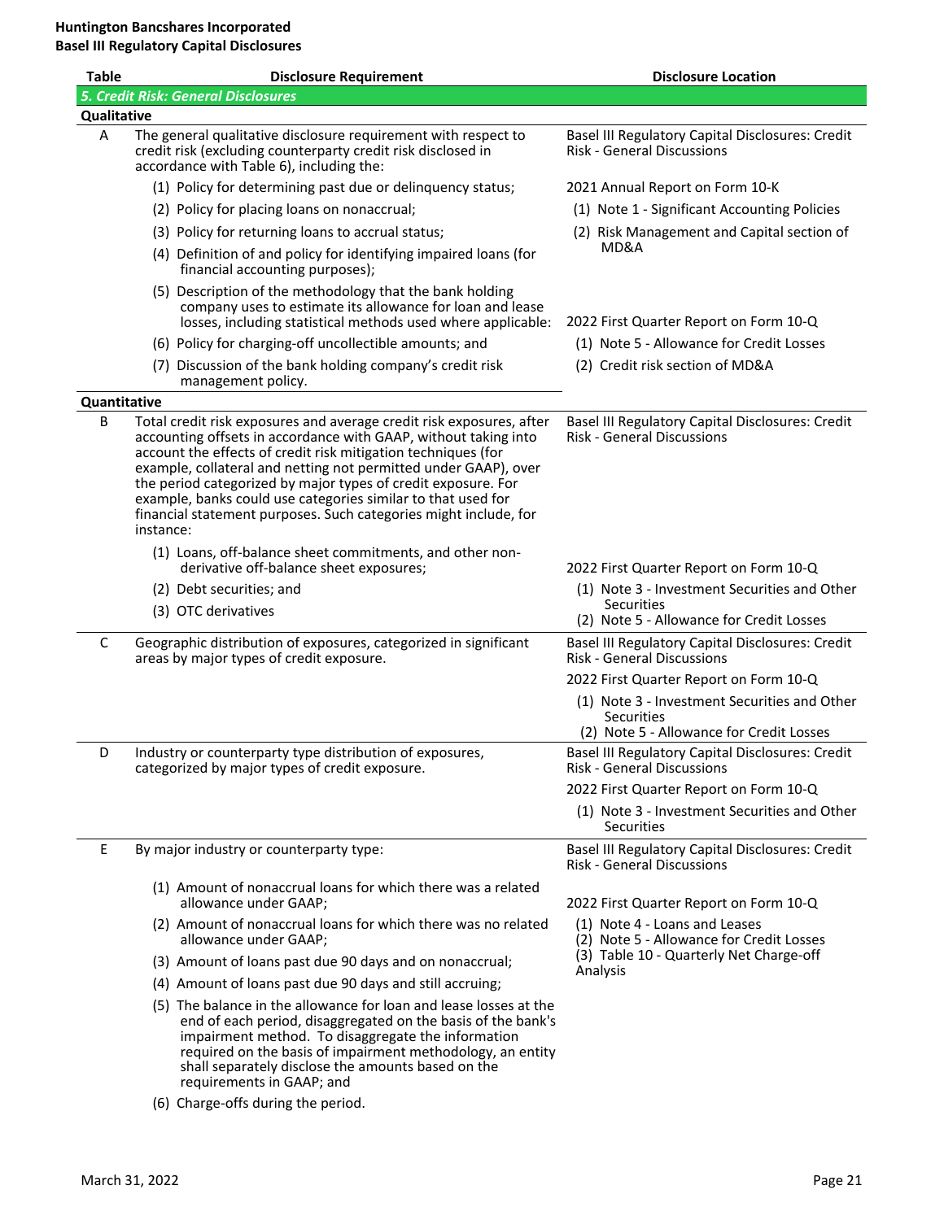**Huntington Bancshares Incorporated**
**Basel III Regulatory Capital Disclosures**

| Table | Disclosure Requirement | Disclosure Location |
|---|---|---|
| ***5. Credit Risk: General Disclosures*** | | |
| **Qualitative** | | |
| A | The general qualitative disclosure requirement with respect to credit risk (excluding counterparty credit risk disclosed in accordance with Table 6), including the:<br>(1) Policy for determining past due or delinquency status;<br>(2) Policy for placing loans on nonaccrual;<br>(3) Policy for returning loans to accrual status;<br>(4) Definition of and policy for identifying impaired loans (for financial accounting purposes);<br>(5) Description of the methodology that the bank holding company uses to estimate its allowance for loan and lease losses, including statistical methods used where applicable:<br>(6) Policy for charging-off uncollectible amounts; and<br>(7) Discussion of the bank holding company's credit risk management policy. | Basel III Regulatory Capital Disclosures: Credit Risk - General Discussions<br>2021 Annual Report on Form 10-K<br>(1) Note 1 - Significant Accounting Policies<br>(2) Risk Management and Capital section of MD&A<br>2022 First Quarter Report on Form 10-Q<br>(1) Note 5 - Allowance for Credit Losses<br>(2) Credit risk section of MD&A |
| **Quantitative** | | |
| B | Total credit risk exposures and average credit risk exposures, after accounting offsets in accordance with GAAP, without taking into account the effects of credit risk mitigation techniques (for example, collateral and netting not permitted under GAAP), over the period categorized by major types of credit exposure. For example, banks could use categories similar to that used for financial statement purposes. Such categories might include, for instance:<br>(1) Loans, off-balance sheet commitments, and other non-derivative off-balance sheet exposures;<br>(2) Debt securities; and<br>(3) OTC derivatives | Basel III Regulatory Capital Disclosures: Credit Risk - General Discussions<br>2022 First Quarter Report on Form 10-Q<br>(1) Note 3 - Investment Securities and Other Securities<br>(2) Note 5 - Allowance for Credit Losses |
| C | Geographic distribution of exposures, categorized in significant areas by major types of credit exposure. | Basel III Regulatory Capital Disclosures: Credit Risk - General Discussions<br>2022 First Quarter Report on Form 10-Q<br>(1) Note 3 - Investment Securities and Other Securities<br>(2) Note 5 - Allowance for Credit Losses |
| D | Industry or counterparty type distribution of exposures, categorized by major types of credit exposure. | Basel III Regulatory Capital Disclosures: Credit Risk - General Discussions<br>2022 First Quarter Report on Form 10-Q<br>(1) Note 3 - Investment Securities and Other Securities |
| E | By major industry or counterparty type:<br>(1) Amount of nonaccrual loans for which there was a related allowance under GAAP;<br>(2) Amount of nonaccrual loans for which there was no related allowance under GAAP;<br>(3) Amount of loans past due 90 days and on nonaccrual;<br>(4) Amount of loans past due 90 days and still accruing;<br>(5) The balance in the allowance for loan and lease losses at the end of each period, disaggregated on the basis of the bank's impairment method. To disaggregate the information required on the basis of impairment methodology, an entity shall separately disclose the amounts based on the requirements in GAAP; and<br>(6) Charge-offs during the period. | Basel III Regulatory Capital Disclosures: Credit Risk - General Discussions<br>2022 First Quarter Report on Form 10-Q<br>(1) Note 4 - Loans and Leases<br>(2) Note 5 - Allowance for Credit Losses<br>(3) Table 10 - Quarterly Net Charge-off Analysis |

March 31, 2022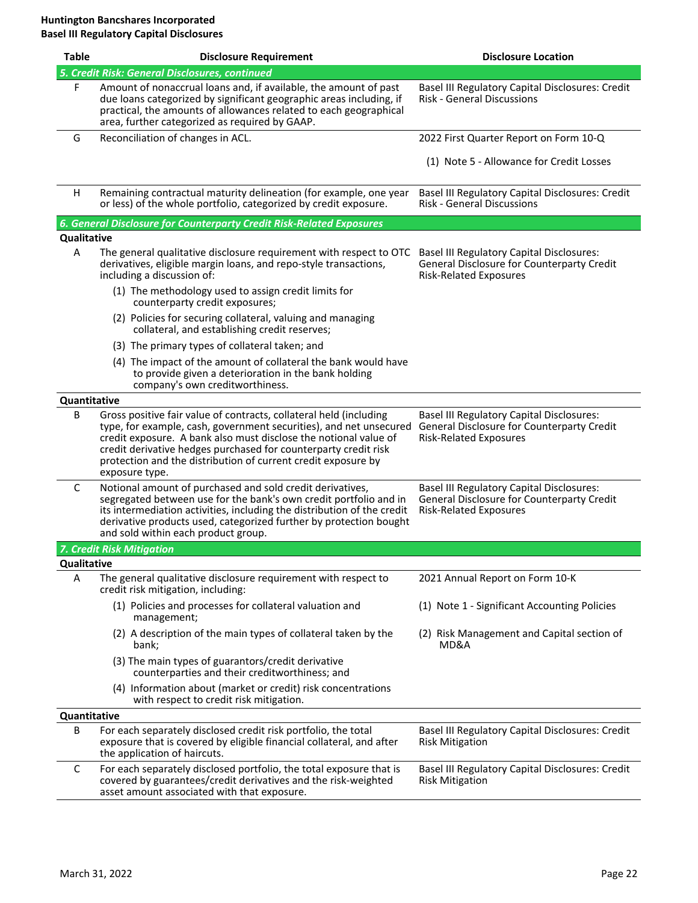| Table | Disclosure Requirement | Disclosure Location |
|---|---|---|
| ***5. Credit Risk: General Disclosures, continued*** | | |
| F | Amount of nonaccrual loans and, if available, the amount of past due loans categorized by significant geographic areas including, if practical, the amounts of allowances related to each geographical area, further categorized as required by GAAP. | Basel III Regulatory Capital Disclosures: Credit Risk - General Discussions |
| G | Reconciliation of changes in ACL. | 2022 First Quarter Report on Form 10-Q<br><br>(1) Note 5 - Allowance for Credit Losses |
| H | Remaining contractual maturity delineation (for example, one year or less) of the whole portfolio, categorized by credit exposure. | Basel III Regulatory Capital Disclosures: Credit Risk - General Discussions |
| ***6. General Disclosure for Counterparty Credit Risk-Related Exposures*** | | |
| **Qualitative** | | |
| A | The general qualitative disclosure requirement with respect to OTC derivatives, eligible margin loans, and repo-style transactions, including a discussion of:<br>(1) The methodology used to assign credit limits for counterparty credit exposures;<br>(2) Policies for securing collateral, valuing and managing collateral, and establishing credit reserves;<br>(3) The primary types of collateral taken; and<br>(4) The impact of the amount of collateral the bank would have to provide given a deterioration in the bank holding company's own creditworthiness. | Basel III Regulatory Capital Disclosures: General Disclosure for Counterparty Credit Risk-Related Exposures |
| **Quantitative** | | |
| B | Gross positive fair value of contracts, collateral held (including type, for example, cash, government securities), and net unsecured credit exposure. A bank also must disclose the notional value of credit derivative hedges purchased for counterparty credit risk protection and the distribution of current credit exposure by exposure type. | Basel III Regulatory Capital Disclosures: General Disclosure for Counterparty Credit Risk-Related Exposures |
| C | Notional amount of purchased and sold credit derivatives, segregated between use for the bank's own credit portfolio and in its intermediation activities, including the distribution of the credit derivative products used, categorized further by protection bought and sold within each product group. | Basel III Regulatory Capital Disclosures: General Disclosure for Counterparty Credit Risk-Related Exposures |
| ***7. Credit Risk Mitigation*** | | |
| **Qualitative** | | |
| A | The general qualitative disclosure requirement with respect to credit risk mitigation, including:<br>(1) Policies and processes for collateral valuation and management;<br>(2) A description of the main types of collateral taken by the bank;<br>(3) The main types of guarantors/credit derivative counterparties and their creditworthiness; and<br>(4) Information about (market or credit) risk concentrations with respect to credit risk mitigation. | 2021 Annual Report on Form 10-K<br>(1) Note 1 - Significant Accounting Policies<br>(2) Risk Management and Capital section of MD&A |
| **Quantitative** | | |
| B | For each separately disclosed credit risk portfolio, the total exposure that is covered by eligible financial collateral, and after the application of haircuts. | Basel III Regulatory Capital Disclosures: Credit Risk Mitigation |
| C | For each separately disclosed portfolio, the total exposure that is covered by guarantees/credit derivatives and the risk-weighted asset amount associated with that exposure. | Basel III Regulatory Capital Disclosures: Credit Risk Mitigation |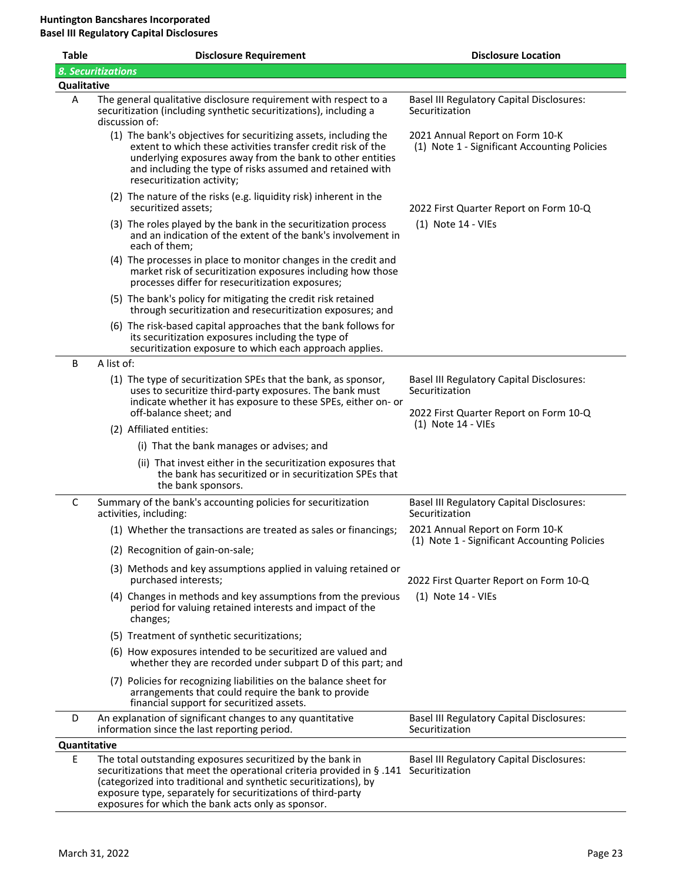**Huntington Bancshares Incorporated**
**Basel III Regulatory Capital Disclosures**

| Table | Disclosure Requirement | Disclosure Location |
|---|---|---|
| ***8. Securitizations*** | | |
| **Qualitative** | | |
| A | The general qualitative disclosure requirement with respect to a securitization (including synthetic securitizations), including a discussion of:<br>(1) The bank's objectives for securitizing assets, including the extent to which these activities transfer credit risk of the underlying exposures away from the bank to other entities and including the type of risks assumed and retained with resecuritization activity;<br>(2) The nature of the risks (e.g. liquidity risk) inherent in the securitized assets;<br>(3) The roles played by the bank in the securitization process and an indication of the extent of the bank's involvement in each of them;<br>(4) The processes in place to monitor changes in the credit and market risk of securitization exposures including how those processes differ for resecuritization exposures;<br>(5) The bank's policy for mitigating the credit risk retained through securitization and resecuritization exposures; and<br>(6) The risk-based capital approaches that the bank follows for its securitization exposures including the type of securitization exposure to which each approach applies. | Basel III Regulatory Capital Disclosures: Securitization<br><br>2021 Annual Report on Form 10-K<br>(1) Note 1 - Significant Accounting Policies<br><br>2022 First Quarter Report on Form 10-Q<br>(1) Note 14 - VIEs |
| B | A list of:<br>(1) The type of securitization SPEs that the bank, as sponsor, uses to securitize third-party exposures. The bank must indicate whether it has exposure to these SPEs, either on- or off-balance sheet; and<br>(2) Affiliated entities:<br>(i) That the bank manages or advises; and<br>(ii) That invest either in the securitization exposures that the bank has securitized or in securitization SPEs that the bank sponsors. | Basel III Regulatory Capital Disclosures: Securitization<br><br>2022 First Quarter Report on Form 10-Q<br>(1) Note 14 - VIEs |
| C | Summary of the bank's accounting policies for securitization activities, including:<br>(1) Whether the transactions are treated as sales or financings;<br>(2) Recognition of gain-on-sale;<br>(3) Methods and key assumptions applied in valuing retained or purchased interests;<br>(4) Changes in methods and key assumptions from the previous period for valuing retained interests and impact of the changes;<br>(5) Treatment of synthetic securitizations;<br>(6) How exposures intended to be securitized are valued and whether they are recorded under subpart D of this part; and<br>(7) Policies for recognizing liabilities on the balance sheet for arrangements that could require the bank to provide financial support for securitized assets. | Basel III Regulatory Capital Disclosures: Securitization<br><br>2021 Annual Report on Form 10-K<br>(1) Note 1 - Significant Accounting Policies<br><br>2022 First Quarter Report on Form 10-Q<br>(1) Note 14 - VIEs |
| D | An explanation of significant changes to any quantitative information since the last reporting period. | Basel III Regulatory Capital Disclosures: Securitization |
| **Quantitative** | | |
| E | The total outstanding exposures securitized by the bank in securitizations that meet the operational criteria provided in § .141 (categorized into traditional and synthetic securitizations), by exposure type, separately for securitizations of third-party exposures for which the bank acts only as sponsor. | Basel III Regulatory Capital Disclosures: Securitization |

March 31, 2022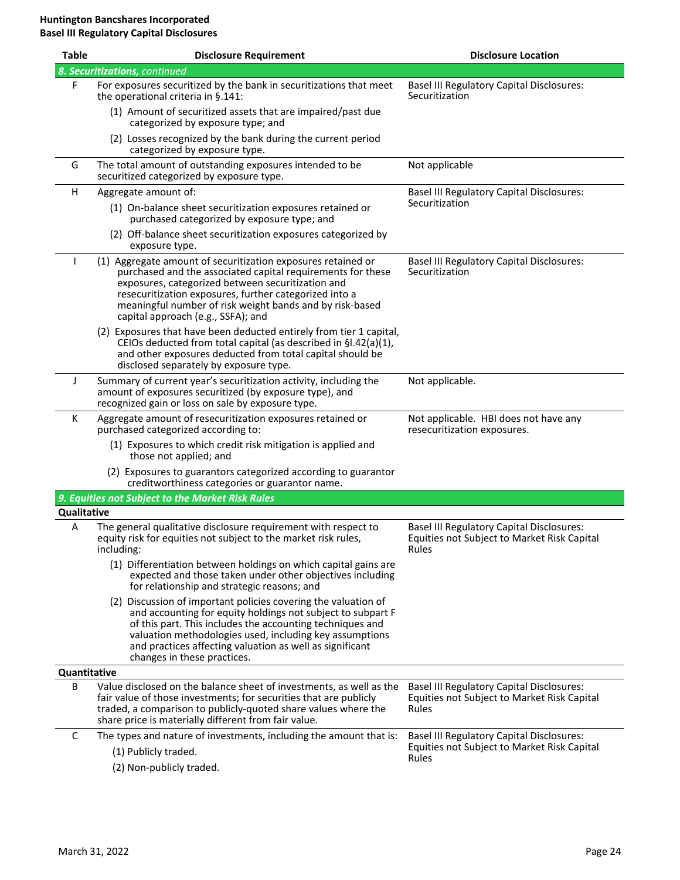**Huntington Bancshares Incorporated**
**Basel III Regulatory Capital Disclosures**

| Table | Disclosure Requirement | Disclosure Location |
|---|---|---|
| ***8. Securitizations**, continued* | | |
| F | For exposures securitized by the bank in securitizations that meet the operational criteria in §.141:<br>(1) Amount of securitized assets that are impaired/past due categorized by exposure type; and<br>(2) Losses recognized by the bank during the current period categorized by exposure type. | Basel III Regulatory Capital Disclosures: Securitization |
| G | The total amount of outstanding exposures intended to be securitized categorized by exposure type. | Not applicable |
| H | Aggregate amount of:<br>(1) On-balance sheet securitization exposures retained or purchased categorized by exposure type; and<br>(2) Off-balance sheet securitization exposures categorized by exposure type. | Basel III Regulatory Capital Disclosures: Securitization |
| I | (1) Aggregate amount of securitization exposures retained or purchased and the associated capital requirements for these exposures, categorized between securitization and resecuritization exposures, further categorized into a meaningful number of risk weight bands and by risk-based capital approach (e.g., SSFA); and<br>(2) Exposures that have been deducted entirely from tier 1 capital, CEIOs deducted from total capital (as described in §l.42(a)(1), and other exposures deducted from total capital should be disclosed separately by exposure type. | Basel III Regulatory Capital Disclosures: Securitization |
| J | Summary of current year's securitization activity, including the amount of exposures securitized (by exposure type), and recognized gain or loss on sale by exposure type. | Not applicable. |
| K | Aggregate amount of resecuritization exposures retained or purchased categorized according to:<br>(1) Exposures to which credit risk mitigation is applied and those not applied; and<br>(2) Exposures to guarantors categorized according to guarantor creditworthiness categories or guarantor name. | Not applicable. HBI does not have any resecuritization exposures. |
| ***9. Equities not Subject to the Market Risk Rules*** | | |
| **Qualitative** | | |
| A | The general qualitative disclosure requirement with respect to equity risk for equities not subject to the market risk rules, including:<br>(1) Differentiation between holdings on which capital gains are expected and those taken under other objectives including for relationship and strategic reasons; and<br>(2) Discussion of important policies covering the valuation of and accounting for equity holdings not subject to subpart F of this part. This includes the accounting techniques and valuation methodologies used, including key assumptions and practices affecting valuation as well as significant changes in these practices. | Basel III Regulatory Capital Disclosures: Equities not Subject to Market Risk Capital Rules |
| **Quantitative** | | |
| B | Value disclosed on the balance sheet of investments, as well as the fair value of those investments; for securities that are publicly traded, a comparison to publicly-quoted share values where the share price is materially different from fair value. | Basel III Regulatory Capital Disclosures: Equities not Subject to Market Risk Capital Rules |
| C | The types and nature of investments, including the amount that is:<br>(1) Publicly traded.<br>(2) Non-publicly traded. | Basel III Regulatory Capital Disclosures: Equities not Subject to Market Risk Capital Rules |

March 31, 2022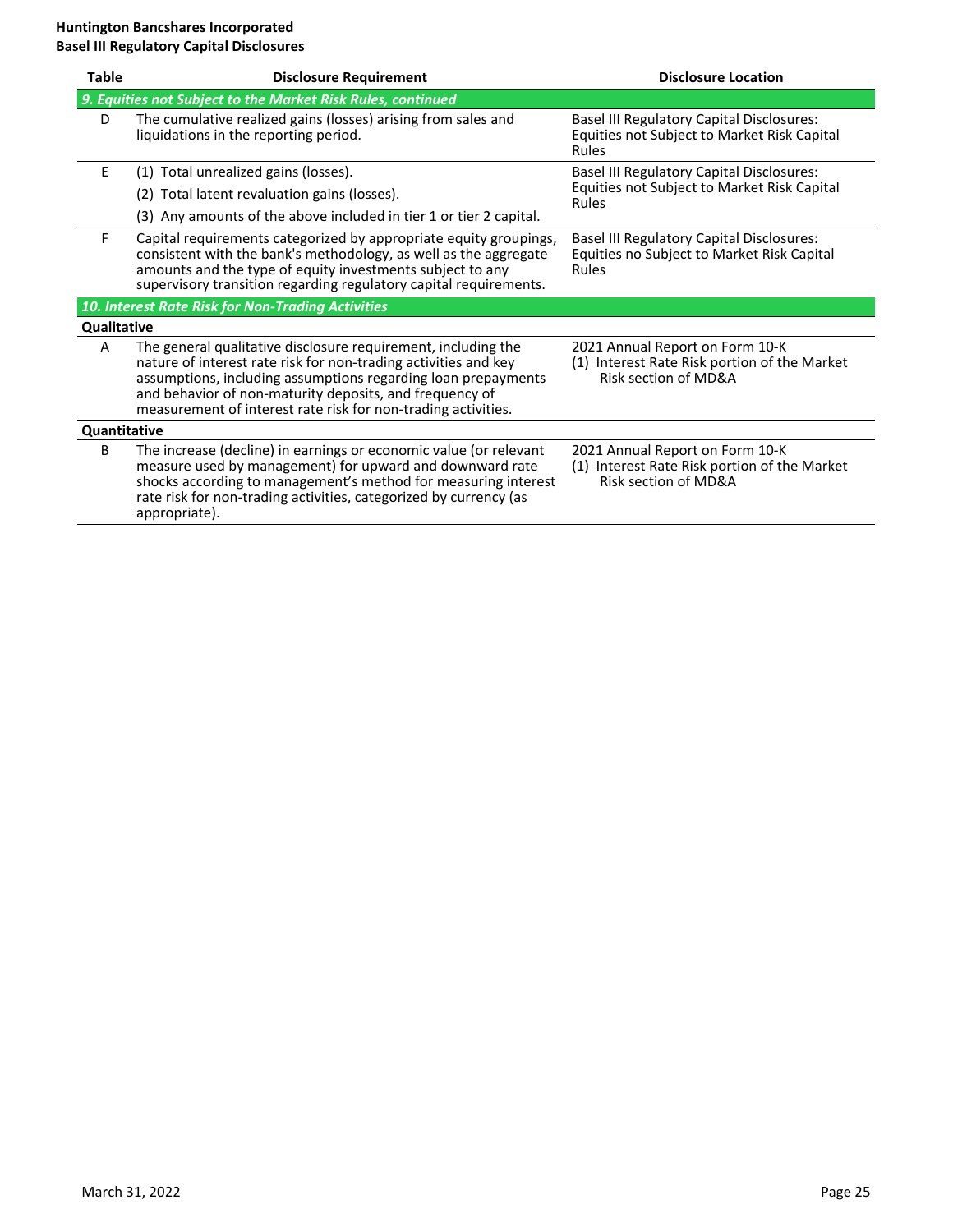| Table | Disclosure Requirement | Disclosure Location |
|---|---|---|
| ***9. Equities not Subject to the Market Risk Rules, continued*** | | |
| D | The cumulative realized gains (losses) arising from sales and liquidations in the reporting period. | Basel III Regulatory Capital Disclosures: Equities not Subject to Market Risk Capital Rules |
| E | (1) Total unrealized gains (losses).<br>(2) Total latent revaluation gains (losses).<br>(3) Any amounts of the above included in tier 1 or tier 2 capital. | Basel III Regulatory Capital Disclosures: Equities not Subject to Market Risk Capital Rules |
| F | Capital requirements categorized by appropriate equity groupings, consistent with the bank's methodology, as well as the aggregate amounts and the type of equity investments subject to any supervisory transition regarding regulatory capital requirements. | Basel III Regulatory Capital Disclosures: Equities no Subject to Market Risk Capital Rules |
| ***10. Interest Rate Risk for Non-Trading Activities*** | | |
| **Qualitative** | | |
| A | The general qualitative disclosure requirement, including the nature of interest rate risk for non-trading activities and key assumptions, including assumptions regarding loan prepayments and behavior of non-maturity deposits, and frequency of measurement of interest rate risk for non-trading activities. | 2021 Annual Report on Form 10-K<br>(1) Interest Rate Risk portion of the Market Risk section of MD&A |
| **Quantitative** | | |
| B | The increase (decline) in earnings or economic value (or relevant measure used by management) for upward and downward rate shocks according to management's method for measuring interest rate risk for non-trading activities, categorized by currency (as appropriate). | 2021 Annual Report on Form 10-K<br>(1) Interest Rate Risk portion of the Market Risk section of MD&A |